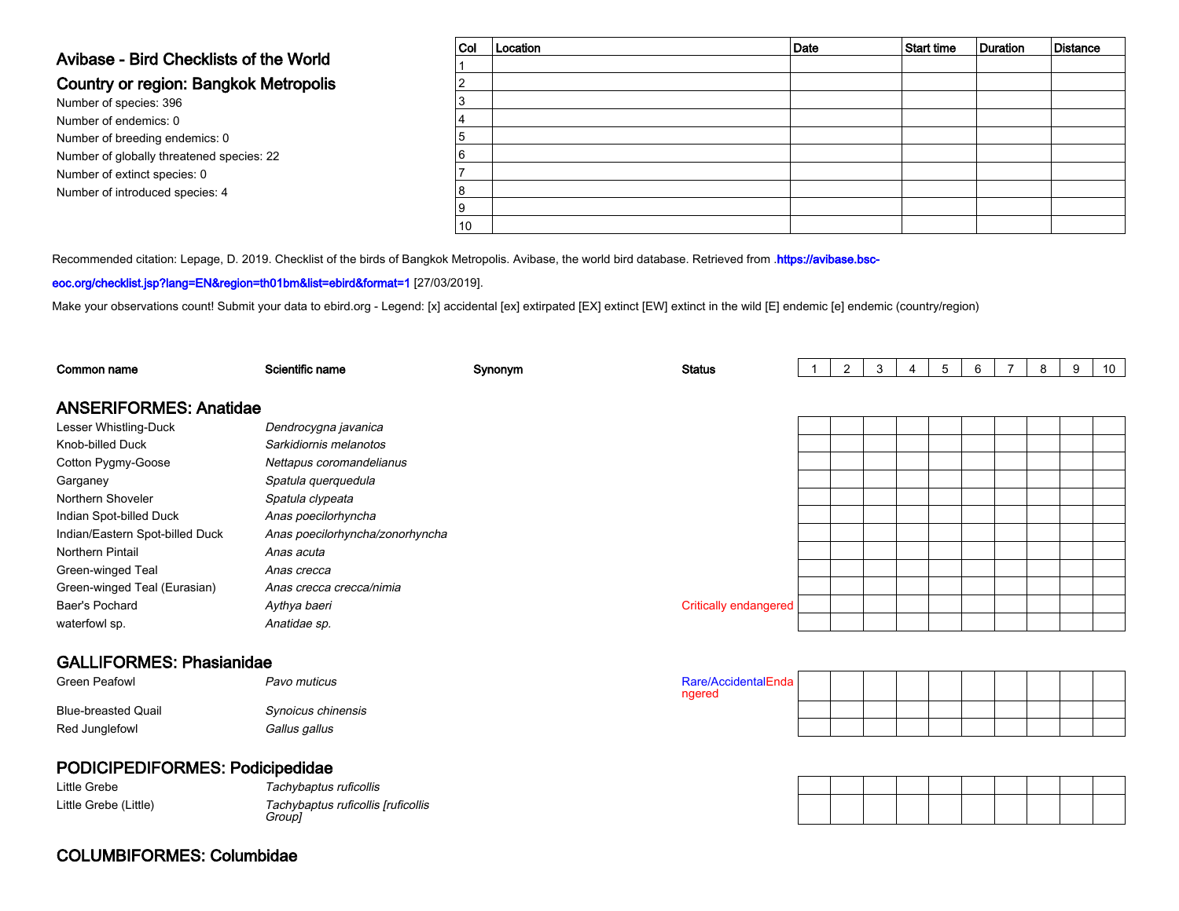# Avibase - Bird Checklists of the World

## Country or region: Bangkok Metropolis

Number of species: 396
Number of endemics: 0
Number of breeding endemics: 0
Number of globally threatened species: 22
Number of extinct species: 0
Number of introduced species: 4

| Col | Location | Date | Start time | Duration | Distance |
|---|---|---|---|---|---|
| 1 | | | | | |
| 2 | | | | | |
| 3 | | | | | |
| 4 | | | | | |
| 5 | | | | | |
| 6 | | | | | |
| 7 | | | | | |
| 8 | | | | | |
| 9 | | | | | |
| 10 | | | | | |

Recommended citation: Lepage, D. 2019. Checklist of the birds of Bangkok Metropolis. Avibase, the world bird database. Retrieved from .https://avibase.bsc-eoc.org/checklist.jsp?lang=EN&region=th01bm&list=ebird&format=1 [27/03/2019].

Make your observations count! Submit your data to ebird.org - Legend: [x] accidental [ex] extirpated [EX] extinct [EW] extinct in the wild [E] endemic [e] endemic (country/region)

| Common name | Scientific name | Synonym | Status | 1 | 2 | 3 | 4 | 5 | 6 | 7 | 8 | 9 | 10 |
|---|---|---|---|---|---|---|---|---|---|---|---|---|---|

### ANSERIFORMES: Anatidae

| Common name | Scientific name | Synonym | Status | 1 | 2 | 3 | 4 | 5 | 6 | 7 | 8 | 9 | 10 |
|---|---|---|---|---|---|---|---|---|---|---|---|---|---|
| Lesser Whistling-Duck | *Dendrocygna javanica* | | | | | | | | | | | | |
| Knob-billed Duck | *Sarkidiornis melanotos* | | | | | | | | | | | | |
| Cotton Pygmy-Goose | *Nettapus coromandelianus* | | | | | | | | | | | | |
| Garganey | *Spatula querquedula* | | | | | | | | | | | | |
| Northern Shoveler | *Spatula clypeata* | | | | | | | | | | | | |
| Indian Spot-billed Duck | *Anas poecilorhyncha* | | | | | | | | | | | | |
| Indian/Eastern Spot-billed Duck | *Anas poecilorhyncha/zonorhyncha* | | | | | | | | | | | | |
| Northern Pintail | *Anas acuta* | | | | | | | | | | | | |
| Green-winged Teal | *Anas crecca* | | | | | | | | | | | | |
| Green-winged Teal (Eurasian) | *Anas crecca crecca/nimia* | | | | | | | | | | | | |
| Baer's Pochard | *Aythya baeri* | | Critically endangered | | | | | | | | | | |
| waterfowl sp. | *Anatidae sp.* | | | | | | | | | | | | |

### GALLIFORMES: Phasianidae

| Common name | Scientific name | Synonym | Status | 1 | 2 | 3 | 4 | 5 | 6 | 7 | 8 | 9 | 10 |
|---|---|---|---|---|---|---|---|---|---|---|---|---|---|
| Green Peafowl | *Pavo muticus* | | Rare/Accidental Endangered | | | | | | | | | | |
| Blue-breasted Quail | *Synoicus chinensis* | | | | | | | | | | | | |
| Red Junglefowl | *Gallus gallus* | | | | | | | | | | | | |

### PODICIPEDIFORMES: Podicipedidae

| Common name | Scientific name | Synonym | Status | 1 | 2 | 3 | 4 | 5 | 6 | 7 | 8 | 9 | 10 |
|---|---|---|---|---|---|---|---|---|---|---|---|---|---|
| Little Grebe | *Tachybaptus ruficollis* | | | | | | | | | | | | |
| Little Grebe (Little) | *Tachybaptus ruficollis [ruficollis Group]* | | | | | | | | | | | | |

### COLUMBIFORMES: Columbidae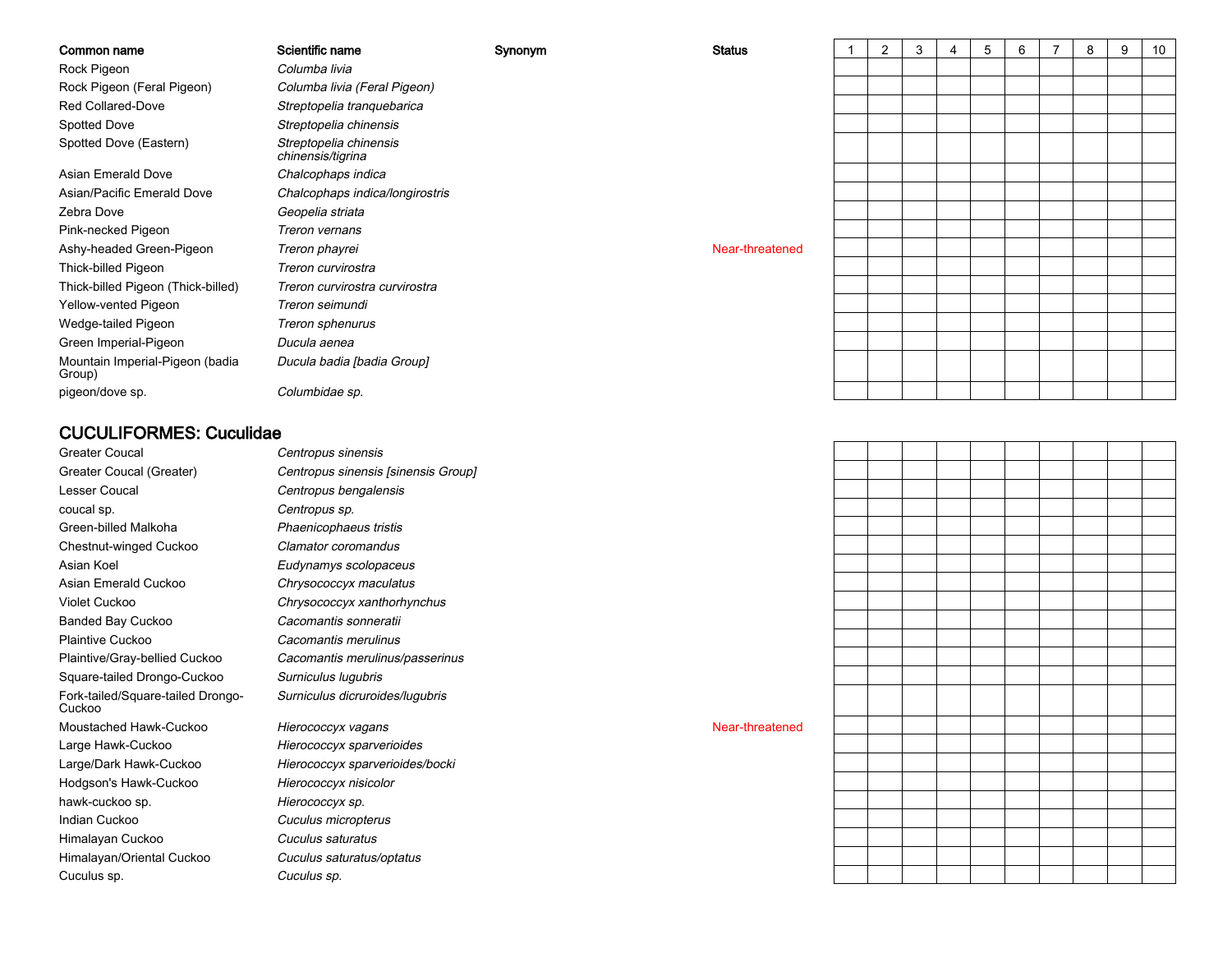| Common name | Scientific name | Synonym | Status | 1 | 2 | 3 | 4 | 5 | 6 | 7 | 8 | 9 | 10 |
|---|---|---|---|---|---|---|---|---|---|---|---|---|---|
| Rock Pigeon | *Columba livia* | | | | | | | | | | | | |
| Rock Pigeon (Feral Pigeon) | *Columba livia (Feral Pigeon)* | | | | | | | | | | | | |
| Red Collared-Dove | *Streptopelia tranquebarica* | | | | | | | | | | | | |
| Spotted Dove | *Streptopelia chinensis* | | | | | | | | | | | | |
| Spotted Dove (Eastern) | *Streptopelia chinensis chinensis/tigrina* | | | | | | | | | | | | |
| Asian Emerald Dove | *Chalcophaps indica* | | | | | | | | | | | | |
| Asian/Pacific Emerald Dove | *Chalcophaps indica/longirostris* | | | | | | | | | | | | |
| Zebra Dove | *Geopelia striata* | | | | | | | | | | | | |
| Pink-necked Pigeon | *Treron vernans* | | | | | | | | | | | | |
| Ashy-headed Green-Pigeon | *Treron phayrei* | | Near-threatened | | | | | | | | | | |
| Thick-billed Pigeon | *Treron curvirostra* | | | | | | | | | | | | |
| Thick-billed Pigeon (Thick-billed) | *Treron curvirostra curvirostra* | | | | | | | | | | | | |
| Yellow-vented Pigeon | *Treron seimundi* | | | | | | | | | | | | |
| Wedge-tailed Pigeon | *Treron sphenurus* | | | | | | | | | | | | |
| Green Imperial-Pigeon | *Ducula aenea* | | | | | | | | | | | | |
| Mountain Imperial-Pigeon (badia Group) | *Ducula badia [badia Group]* | | | | | | | | | | | | |
| pigeon/dove sp. | *Columbidae sp.* | | | | | | | | | | | | |

## CUCULIFORMES: Cuculidae

| Common name | Scientific name | Synonym | Status | 1 | 2 | 3 | 4 | 5 | 6 | 7 | 8 | 9 | 10 |
|---|---|---|---|---|---|---|---|---|---|---|---|---|---|
| Greater Coucal | *Centropus sinensis* | | | | | | | | | | | | |
| Greater Coucal (Greater) | *Centropus sinensis [sinensis Group]* | | | | | | | | | | | | |
| Lesser Coucal | *Centropus bengalensis* | | | | | | | | | | | | |
| coucal sp. | *Centropus sp.* | | | | | | | | | | | | |
| Green-billed Malkoha | *Phaenicophaeus tristis* | | | | | | | | | | | | |
| Chestnut-winged Cuckoo | *Clamator coromandus* | | | | | | | | | | | | |
| Asian Koel | *Eudynamys scolopaceus* | | | | | | | | | | | | |
| Asian Emerald Cuckoo | *Chrysococcyx maculatus* | | | | | | | | | | | | |
| Violet Cuckoo | *Chrysococcyx xanthorhynchus* | | | | | | | | | | | | |
| Banded Bay Cuckoo | *Cacomantis sonneratii* | | | | | | | | | | | | |
| Plaintive Cuckoo | *Cacomantis merulinus* | | | | | | | | | | | | |
| Plaintive/Gray-bellied Cuckoo | *Cacomantis merulinus/passerinus* | | | | | | | | | | | | |
| Square-tailed Drongo-Cuckoo | *Surniculus lugubris* | | | | | | | | | | | | |
| Fork-tailed/Square-tailed Drongo-Cuckoo | *Surniculus dicruroides/lugubris* | | | | | | | | | | | | |
| Moustached Hawk-Cuckoo | *Hierococcyx vagans* | | Near-threatened | | | | | | | | | | |
| Large Hawk-Cuckoo | *Hierococcyx sparverioides* | | | | | | | | | | | | |
| Large/Dark Hawk-Cuckoo | *Hierococcyx sparverioides/bocki* | | | | | | | | | | | | |
| Hodgson's Hawk-Cuckoo | *Hierococcyx nisicolor* | | | | | | | | | | | | |
| hawk-cuckoo sp. | *Hierococcyx sp.* | | | | | | | | | | | | |
| Indian Cuckoo | *Cuculus micropterus* | | | | | | | | | | | | |
| Himalayan Cuckoo | *Cuculus saturatus* | | | | | | | | | | | | |
| Himalayan/Oriental Cuckoo | *Cuculus saturatus/optatus* | | | | | | | | | | | | |
| Cuculus sp. | *Cuculus sp.* | | | | | | | | | | | | |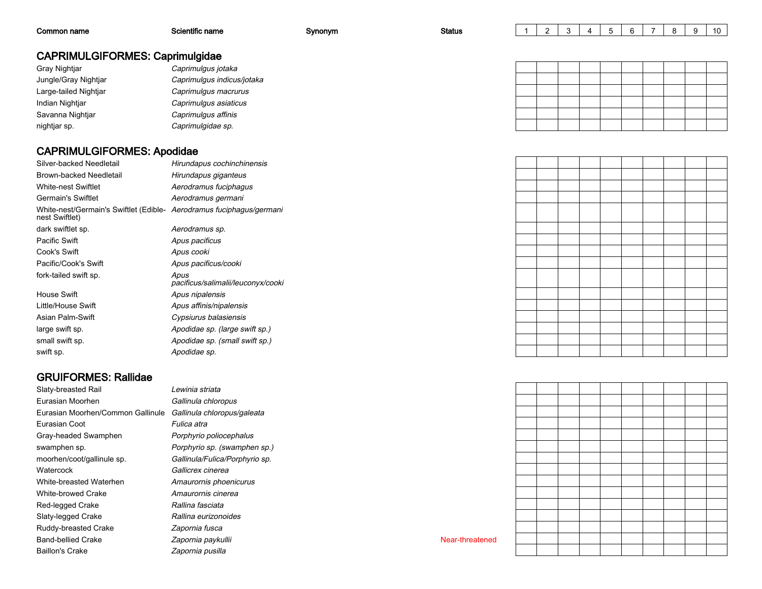| Common name | Scientific name | Synonym | Status | 1 | 2 | 3 | 4 | 5 | 6 | 7 | 8 | 9 | 10 |
|---|---|---|---|---|---|---|---|---|---|---|---|---|---|

## CAPRIMULGIFORMES: Caprimulgidae

| Common name | Scientific name | Synonym | Status | 1 | 2 | 3 | 4 | 5 | 6 | 7 | 8 | 9 | 10 |
|---|---|---|---|---|---|---|---|---|---|---|---|---|---|
| Gray Nightjar | *Caprimulgus jotaka* | | | | | | | | | | | | |
| Jungle/Gray Nightjar | *Caprimulgus indicus/jotaka* | | | | | | | | | | | | |
| Large-tailed Nightjar | *Caprimulgus macrurus* | | | | | | | | | | | | |
| Indian Nightjar | *Caprimulgus asiaticus* | | | | | | | | | | | | |
| Savanna Nightjar | *Caprimulgus affinis* | | | | | | | | | | | | |
| nightjar sp. | *Caprimulgidae sp.* | | | | | | | | | | | | |

## CAPRIMULGIFORMES: Apodidae

| Common name | Scientific name | Synonym | Status | 1 | 2 | 3 | 4 | 5 | 6 | 7 | 8 | 9 | 10 |
|---|---|---|---|---|---|---|---|---|---|---|---|---|---|
| Silver-backed Needletail | *Hirundapus cochinchinensis* | | | | | | | | | | | | |
| Brown-backed Needletail | *Hirundapus giganteus* | | | | | | | | | | | | |
| White-nest Swiftlet | *Aerodramus fuciphagus* | | | | | | | | | | | | |
| Germain's Swiftlet | *Aerodramus germani* | | | | | | | | | | | | |
| White-nest/Germain's Swiftlet (Edible-nest Swiftlet) | *Aerodramus fuciphagus/germani* | | | | | | | | | | | | |
| dark swiftlet sp. | *Aerodramus sp.* | | | | | | | | | | | | |
| Pacific Swift | *Apus pacificus* | | | | | | | | | | | | |
| Cook's Swift | *Apus cooki* | | | | | | | | | | | | |
| Pacific/Cook's Swift | *Apus pacificus/cooki* | | | | | | | | | | | | |
| fork-tailed swift sp. | *Apus pacificus/salimalii/leuconyx/cooki* | | | | | | | | | | | | |
| House Swift | *Apus nipalensis* | | | | | | | | | | | | |
| Little/House Swift | *Apus affinis/nipalensis* | | | | | | | | | | | | |
| Asian Palm-Swift | *Cypsiurus balasiensis* | | | | | | | | | | | | |
| large swift sp. | *Apodidae sp. (large swift sp.)* | | | | | | | | | | | | |
| small swift sp. | *Apodidae sp. (small swift sp.)* | | | | | | | | | | | | |
| swift sp. | *Apodidae sp.* | | | | | | | | | | | | |

## GRUIFORMES: Rallidae

| Common name | Scientific name | Synonym | Status | 1 | 2 | 3 | 4 | 5 | 6 | 7 | 8 | 9 | 10 |
|---|---|---|---|---|---|---|---|---|---|---|---|---|---|
| Slaty-breasted Rail | *Lewinia striata* | | | | | | | | | | | | |
| Eurasian Moorhen | *Gallinula chloropus* | | | | | | | | | | | | |
| Eurasian Moorhen/Common Gallinule | *Gallinula chloropus/galeata* | | | | | | | | | | | | |
| Eurasian Coot | *Fulica atra* | | | | | | | | | | | | |
| Gray-headed Swamphen | *Porphyrio poliocephalus* | | | | | | | | | | | | |
| swamphen sp. | *Porphyrio sp. (swamphen sp.)* | | | | | | | | | | | | |
| moorhen/coot/gallinule sp. | *Gallinula/Fulica/Porphyrio sp.* | | | | | | | | | | | | |
| Watercock | *Gallicrex cinerea* | | | | | | | | | | | | |
| White-breasted Waterhen | *Amaurornis phoenicurus* | | | | | | | | | | | | |
| White-browed Crake | *Amaurornis cinerea* | | | | | | | | | | | | |
| Red-legged Crake | *Rallina fasciata* | | | | | | | | | | | | |
| Slaty-legged Crake | *Rallina eurizonoides* | | | | | | | | | | | | |
| Ruddy-breasted Crake | *Zapornia fusca* | | | | | | | | | | | | |
| Band-bellied Crake | *Zapornia paykullii* | | Near-threatened | | | | | | | | | | |
| Baillon's Crake | *Zapornia pusilla* | | | | | | | | | | | | |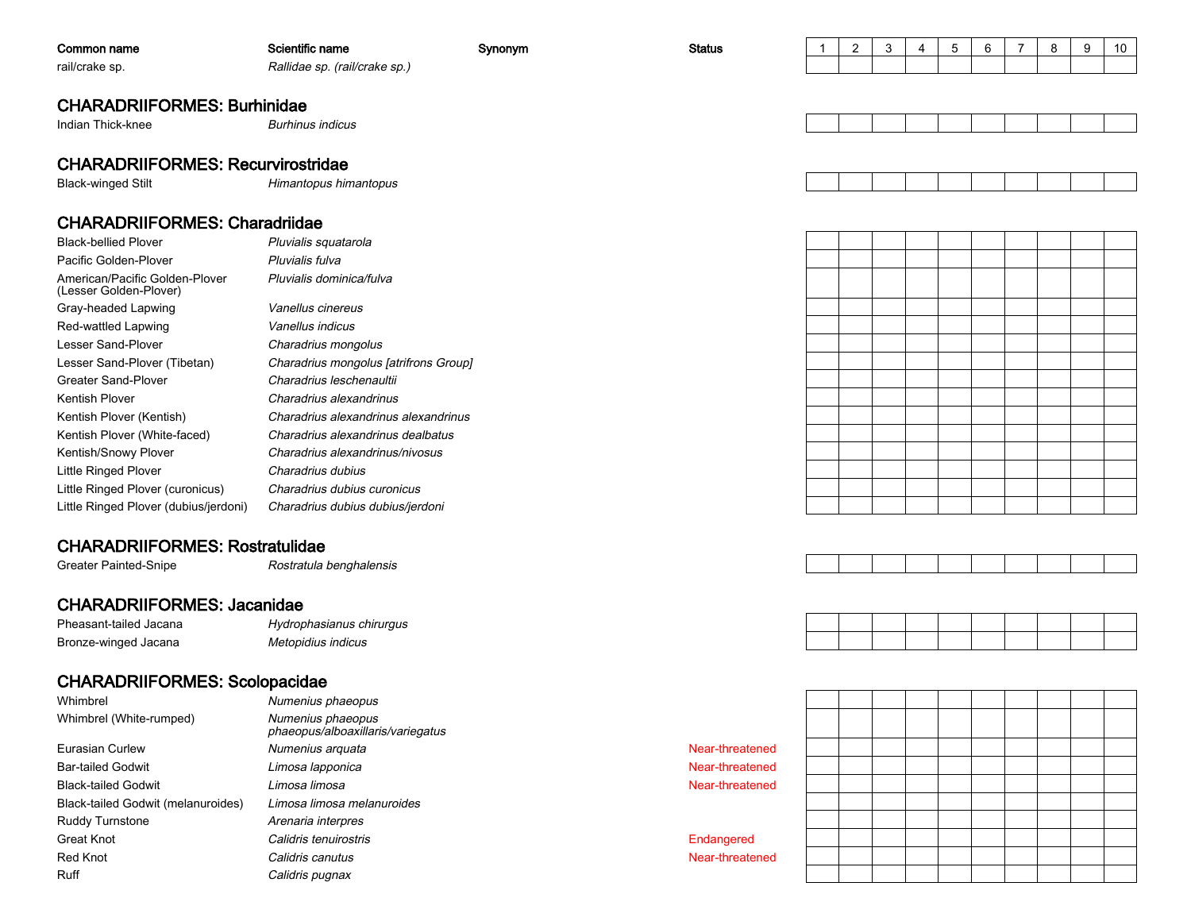| Common name | Scientific name | Synonym | Status | 1 | 2 | 3 | 4 | 5 | 6 | 7 | 8 | 9 | 10 |
|---|---|---|---|---|---|---|---|---|---|---|---|---|---|
| rail/crake sp. | *Rallidae sp. (rail/crake sp.)* | | | | | | | | | | | | |

## CHARADRIIFORMES: Burhinidae

| Common name | Scientific name | Synonym | Status | 1 | 2 | 3 | 4 | 5 | 6 | 7 | 8 | 9 | 10 |
|---|---|---|---|---|---|---|---|---|---|---|---|---|---|
| Indian Thick-knee | *Burhinus indicus* | | | | | | | | | | | | |

## CHARADRIIFORMES: Recurvirostridae

| Common name | Scientific name | Synonym | Status | 1 | 2 | 3 | 4 | 5 | 6 | 7 | 8 | 9 | 10 |
|---|---|---|---|---|---|---|---|---|---|---|---|---|---|
| Black-winged Stilt | *Himantopus himantopus* | | | | | | | | | | | | |

## CHARADRIIFORMES: Charadriidae

| Common name | Scientific name | Synonym | Status | 1 | 2 | 3 | 4 | 5 | 6 | 7 | 8 | 9 | 10 |
|---|---|---|---|---|---|---|---|---|---|---|---|---|---|
| Black-bellied Plover | *Pluvialis squatarola* | | | | | | | | | | | | |
| Pacific Golden-Plover | *Pluvialis fulva* | | | | | | | | | | | | |
| American/Pacific Golden-Plover (Lesser Golden-Plover) | *Pluvialis dominica/fulva* | | | | | | | | | | | | |
| Gray-headed Lapwing | *Vanellus cinereus* | | | | | | | | | | | | |
| Red-wattled Lapwing | *Vanellus indicus* | | | | | | | | | | | | |
| Lesser Sand-Plover | *Charadrius mongolus* | | | | | | | | | | | | |
| Lesser Sand-Plover (Tibetan) | *Charadrius mongolus [atrifrons Group]* | | | | | | | | | | | | |
| Greater Sand-Plover | *Charadrius leschenaultii* | | | | | | | | | | | | |
| Kentish Plover | *Charadrius alexandrinus* | | | | | | | | | | | | |
| Kentish Plover (Kentish) | *Charadrius alexandrinus alexandrinus* | | | | | | | | | | | | |
| Kentish Plover (White-faced) | *Charadrius alexandrinus dealbatus* | | | | | | | | | | | | |
| Kentish/Snowy Plover | *Charadrius alexandrinus/nivosus* | | | | | | | | | | | | |
| Little Ringed Plover | *Charadrius dubius* | | | | | | | | | | | | |
| Little Ringed Plover (curonicus) | *Charadrius dubius curonicus* | | | | | | | | | | | | |
| Little Ringed Plover (dubius/jerdoni) | *Charadrius dubius dubius/jerdoni* | | | | | | | | | | | | |

## CHARADRIIFORMES: Rostratulidae

| Common name | Scientific name | Synonym | Status | 1 | 2 | 3 | 4 | 5 | 6 | 7 | 8 | 9 | 10 |
|---|---|---|---|---|---|---|---|---|---|---|---|---|---|
| Greater Painted-Snipe | *Rostratula benghalensis* | | | | | | | | | | | | |

## CHARADRIIFORMES: Jacanidae

| Common name | Scientific name | Synonym | Status | 1 | 2 | 3 | 4 | 5 | 6 | 7 | 8 | 9 | 10 |
|---|---|---|---|---|---|---|---|---|---|---|---|---|---|
| Pheasant-tailed Jacana | *Hydrophasianus chirurgus* | | | | | | | | | | | | |
| Bronze-winged Jacana | *Metopidius indicus* | | | | | | | | | | | | |

## CHARADRIIFORMES: Scolopacidae

| Common name | Scientific name | Synonym | Status | 1 | 2 | 3 | 4 | 5 | 6 | 7 | 8 | 9 | 10 |
|---|---|---|---|---|---|---|---|---|---|---|---|---|---|
| Whimbrel | *Numenius phaeopus* | | | | | | | | | | | | |
| Whimbrel (White-rumped) | *Numenius phaeopus phaeopus/alboaxillaris/variegatus* | | | | | | | | | | | | |
| Eurasian Curlew | *Numenius arquata* | | Near-threatened | | | | | | | | | | |
| Bar-tailed Godwit | *Limosa lapponica* | | Near-threatened | | | | | | | | | | |
| Black-tailed Godwit | *Limosa limosa* | | Near-threatened | | | | | | | | | | |
| Black-tailed Godwit (melanuroides) | *Limosa limosa melanuroides* | | | | | | | | | | | | |
| Ruddy Turnstone | *Arenaria interpres* | | | | | | | | | | | | |
| Great Knot | *Calidris tenuirostris* | | Endangered | | | | | | | | | | |
| Red Knot | *Calidris canutus* | | Near-threatened | | | | | | | | | | |
| Ruff | *Calidris pugnax* | | | | | | | | | | | | |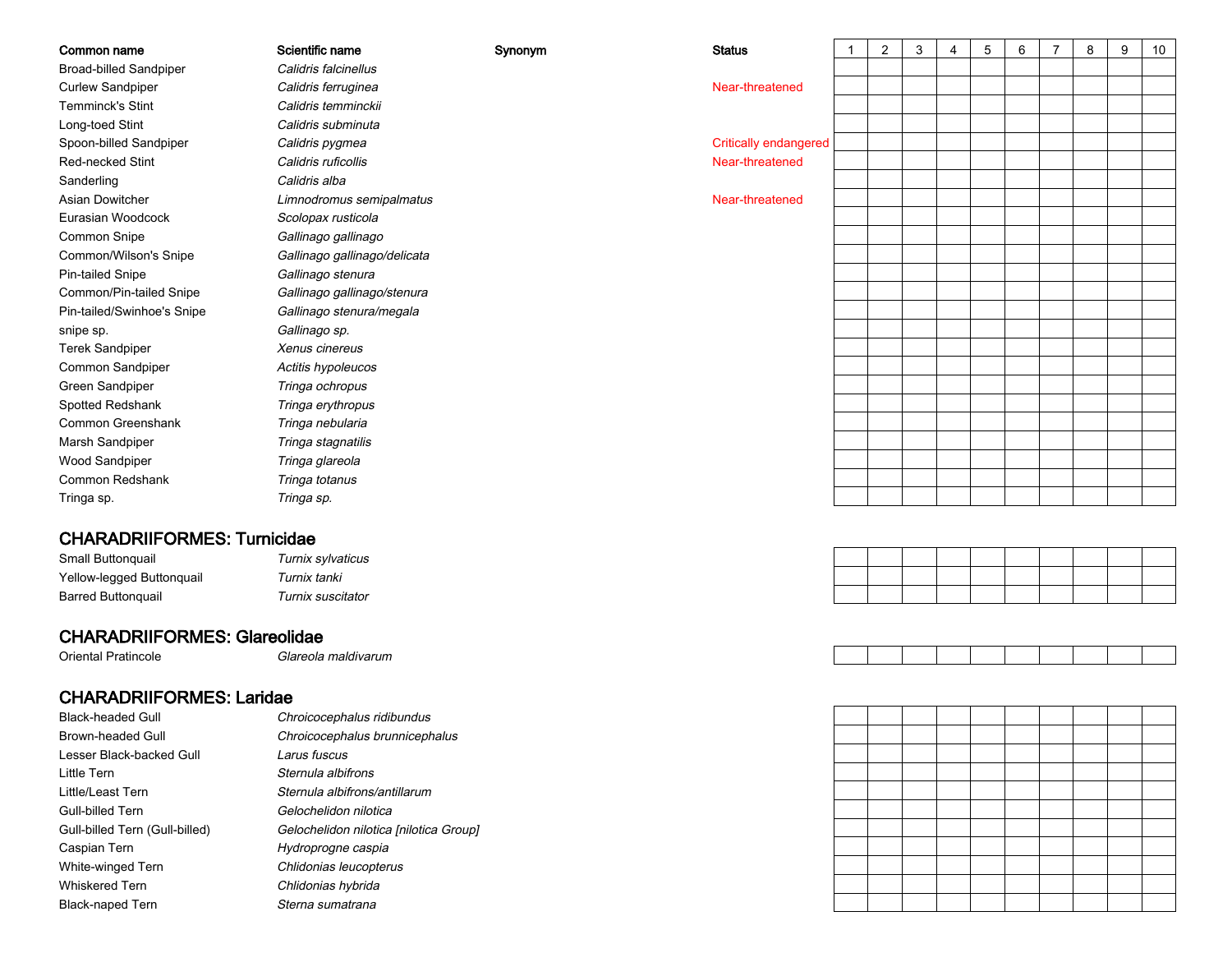| Common name | Scientific name | Synonym | Status | 1 | 2 | 3 | 4 | 5 | 6 | 7 | 8 | 9 | 10 |
|---|---|---|---|---|---|---|---|---|---|---|---|---|---|
| Broad-billed Sandpiper | *Calidris falcinellus* | | | | | | | | | | | | |
| Curlew Sandpiper | *Calidris ferruginea* | | Near-threatened | | | | | | | | | | |
| Temminck's Stint | *Calidris temminckii* | | | | | | | | | | | | |
| Long-toed Stint | *Calidris subminuta* | | | | | | | | | | | | |
| Spoon-billed Sandpiper | *Calidris pygmea* | | Critically endangered | | | | | | | | | | |
| Red-necked Stint | *Calidris ruficollis* | | Near-threatened | | | | | | | | | | |
| Sanderling | *Calidris alba* | | | | | | | | | | | | |
| Asian Dowitcher | *Limnodromus semipalmatus* | | Near-threatened | | | | | | | | | | |
| Eurasian Woodcock | *Scolopax rusticola* | | | | | | | | | | | | |
| Common Snipe | *Gallinago gallinago* | | | | | | | | | | | | |
| Common/Wilson's Snipe | *Gallinago gallinago/delicata* | | | | | | | | | | | | |
| Pin-tailed Snipe | *Gallinago stenura* | | | | | | | | | | | | |
| Common/Pin-tailed Snipe | *Gallinago gallinago/stenura* | | | | | | | | | | | | |
| Pin-tailed/Swinhoe's Snipe | *Gallinago stenura/megala* | | | | | | | | | | | | |
| snipe sp. | *Gallinago sp.* | | | | | | | | | | | | |
| Terek Sandpiper | *Xenus cinereus* | | | | | | | | | | | | |
| Common Sandpiper | *Actitis hypoleucos* | | | | | | | | | | | | |
| Green Sandpiper | *Tringa ochropus* | | | | | | | | | | | | |
| Spotted Redshank | *Tringa erythropus* | | | | | | | | | | | | |
| Common Greenshank | *Tringa nebularia* | | | | | | | | | | | | |
| Marsh Sandpiper | *Tringa stagnatilis* | | | | | | | | | | | | |
| Wood Sandpiper | *Tringa glareola* | | | | | | | | | | | | |
| Common Redshank | *Tringa totanus* | | | | | | | | | | | | |
| Tringa sp. | *Tringa sp.* | | | | | | | | | | | | |

## CHARADRIIFORMES: Turnicidae

| Common name | Scientific name | Synonym | Status | 1 | 2 | 3 | 4 | 5 | 6 | 7 | 8 | 9 | 10 |
|---|---|---|---|---|---|---|---|---|---|---|---|---|---|
| Small Buttonquail | *Turnix sylvaticus* | | | | | | | | | | | | |
| Yellow-legged Buttonquail | *Turnix tanki* | | | | | | | | | | | | |
| Barred Buttonquail | *Turnix suscitator* | | | | | | | | | | | | |

## CHARADRIIFORMES: Glareolidae

| Common name | Scientific name | Synonym | Status | 1 | 2 | 3 | 4 | 5 | 6 | 7 | 8 | 9 | 10 |
|---|---|---|---|---|---|---|---|---|---|---|---|---|---|
| Oriental Pratincole | *Glareola maldivarum* | | | | | | | | | | | | |

## CHARADRIIFORMES: Laridae

| Common name | Scientific name | Synonym | Status | 1 | 2 | 3 | 4 | 5 | 6 | 7 | 8 | 9 | 10 |
|---|---|---|---|---|---|---|---|---|---|---|---|---|---|
| Black-headed Gull | *Chroicocephalus ridibundus* | | | | | | | | | | | | |
| Brown-headed Gull | *Chroicocephalus brunnicephalus* | | | | | | | | | | | | |
| Lesser Black-backed Gull | *Larus fuscus* | | | | | | | | | | | | |
| Little Tern | *Sternula albifrons* | | | | | | | | | | | | |
| Little/Least Tern | *Sternula albifrons/antillarum* | | | | | | | | | | | | |
| Gull-billed Tern | *Gelochelidon nilotica* | | | | | | | | | | | | |
| Gull-billed Tern (Gull-billed) | *Gelochelidon nilotica [nilotica Group]* | | | | | | | | | | | | |
| Caspian Tern | *Hydroprogne caspia* | | | | | | | | | | | | |
| White-winged Tern | *Chlidonias leucopterus* | | | | | | | | | | | | |
| Whiskered Tern | *Chlidonias hybrida* | | | | | | | | | | | | |
| Black-naped Tern | *Sterna sumatrana* | | | | | | | | | | | | |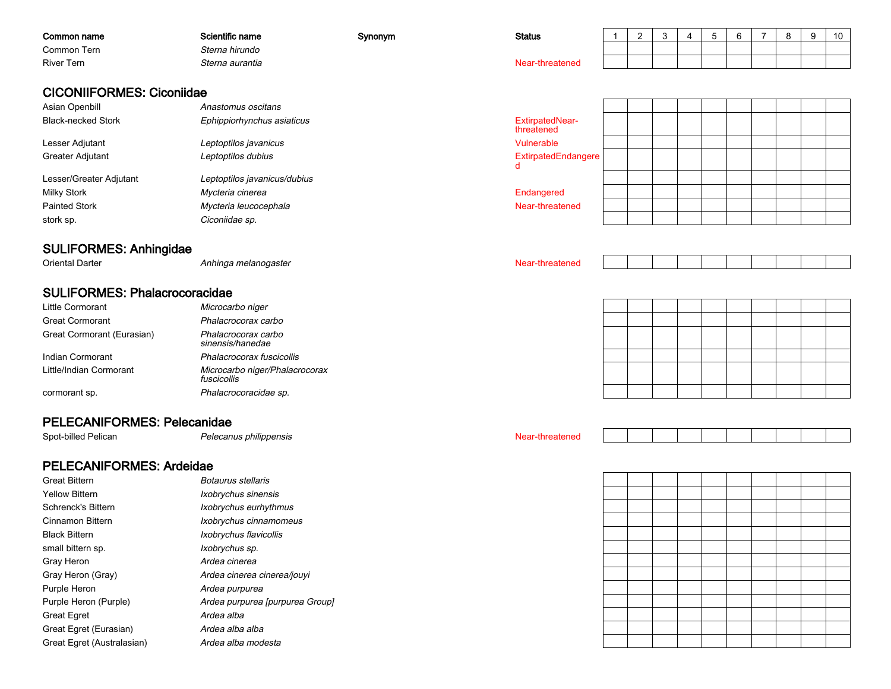| Common name | Scientific name | Synonym | Status | 1 | 2 | 3 | 4 | 5 | 6 | 7 | 8 | 9 | 10 |
|---|---|---|---|---|---|---|---|---|---|---|---|---|---|
| Common Tern | *Sterna hirundo* | | | | | | | | | | | | |
| River Tern | *Sterna aurantia* | | Near-threatened | | | | | | | | | | |

## CICONIIFORMES: Ciconiidae

| Common name | Scientific name | Synonym | Status | 1 | 2 | 3 | 4 | 5 | 6 | 7 | 8 | 9 | 10 |
|---|---|---|---|---|---|---|---|---|---|---|---|---|---|
| Asian Openbill | *Anastomus oscitans* | | | | | | | | | | | | |
| Black-necked Stork | *Ephippiorhynchus asiaticus* | | ExtirpatedNear-threatened | | | | | | | | | | |
| Lesser Adjutant | *Leptoptilos javanicus* | | Vulnerable | | | | | | | | | | |
| Greater Adjutant | *Leptoptilos dubius* | | ExtirpatedEndangered | | | | | | | | | | |
| Lesser/Greater Adjutant | *Leptoptilos javanicus/dubius* | | | | | | | | | | | | |
| Milky Stork | *Mycteria cinerea* | | Endangered | | | | | | | | | | |
| Painted Stork | *Mycteria leucocephala* | | Near-threatened | | | | | | | | | | |
| stork sp. | *Ciconiidae sp.* | | | | | | | | | | | | |

## SULIFORMES: Anhingidae

| Common name | Scientific name | Synonym | Status | 1 | 2 | 3 | 4 | 5 | 6 | 7 | 8 | 9 | 10 |
|---|---|---|---|---|---|---|---|---|---|---|---|---|---|
| Oriental Darter | *Anhinga melanogaster* | | Near-threatened | | | | | | | | | | |

## SULIFORMES: Phalacrocoracidae

| Common name | Scientific name | Synonym | Status | 1 | 2 | 3 | 4 | 5 | 6 | 7 | 8 | 9 | 10 |
|---|---|---|---|---|---|---|---|---|---|---|---|---|---|
| Little Cormorant | *Microcarbo niger* | | | | | | | | | | | | |
| Great Cormorant | *Phalacrocorax carbo* | | | | | | | | | | | | |
| Great Cormorant (Eurasian) | *Phalacrocorax carbo sinensis/hanedae* | | | | | | | | | | | | |
| Indian Cormorant | *Phalacrocorax fuscicollis* | | | | | | | | | | | | |
| Little/Indian Cormorant | *Microcarbo niger/Phalacrocorax fuscicollis* | | | | | | | | | | | | |
| cormorant sp. | *Phalacrocoracidae sp.* | | | | | | | | | | | | |

## PELECANIFORMES: Pelecanidae

| Common name | Scientific name | Synonym | Status | 1 | 2 | 3 | 4 | 5 | 6 | 7 | 8 | 9 | 10 |
|---|---|---|---|---|---|---|---|---|---|---|---|---|---|
| Spot-billed Pelican | *Pelecanus philippensis* | | Near-threatened | | | | | | | | | | |

## PELECANIFORMES: Ardeidae

| Common name | Scientific name | Synonym | Status | 1 | 2 | 3 | 4 | 5 | 6 | 7 | 8 | 9 | 10 |
|---|---|---|---|---|---|---|---|---|---|---|---|---|---|
| Great Bittern | *Botaurus stellaris* | | | | | | | | | | | | |
| Yellow Bittern | *Ixobrychus sinensis* | | | | | | | | | | | | |
| Schrenck's Bittern | *Ixobrychus eurhythmus* | | | | | | | | | | | | |
| Cinnamon Bittern | *Ixobrychus cinnamomeus* | | | | | | | | | | | | |
| Black Bittern | *Ixobrychus flavicollis* | | | | | | | | | | | | |
| small bittern sp. | *Ixobrychus sp.* | | | | | | | | | | | | |
| Gray Heron | *Ardea cinerea* | | | | | | | | | | | | |
| Gray Heron (Gray) | *Ardea cinerea cinerea/jouyi* | | | | | | | | | | | | |
| Purple Heron | *Ardea purpurea* | | | | | | | | | | | | |
| Purple Heron (Purple) | *Ardea purpurea [purpurea Group]* | | | | | | | | | | | | |
| Great Egret | *Ardea alba* | | | | | | | | | | | | |
| Great Egret (Eurasian) | *Ardea alba alba* | | | | | | | | | | | | |
| Great Egret (Australasian) | *Ardea alba modesta* | | | | | | | | | | | | |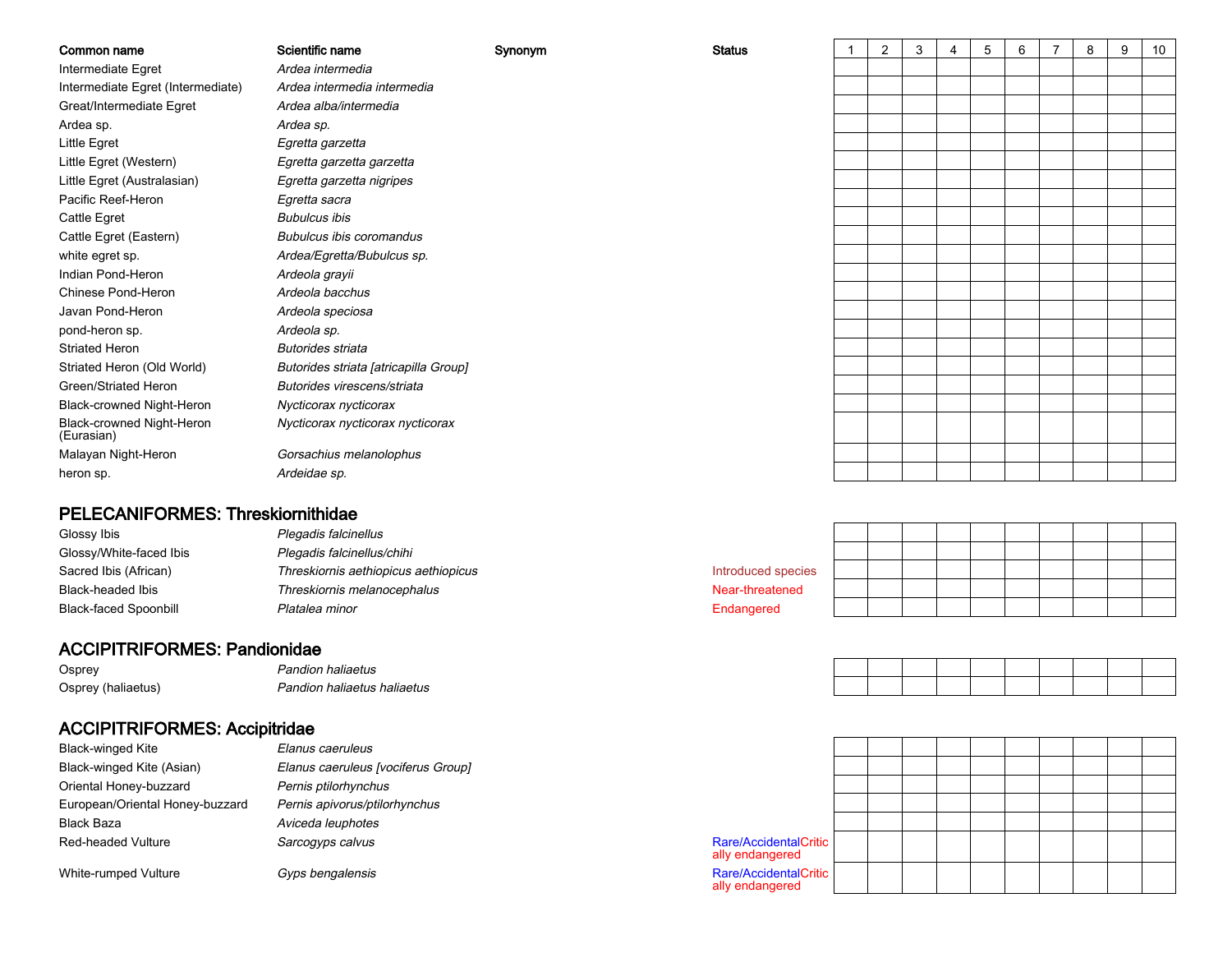| Common name | Scientific name | Synonym | Status | 1 | 2 | 3 | 4 | 5 | 6 | 7 | 8 | 9 | 10 |
|---|---|---|---|---|---|---|---|---|---|---|---|---|---|
| Intermediate Egret | *Ardea intermedia* | | | | | | | | | | | | |
| Intermediate Egret (Intermediate) | *Ardea intermedia intermedia* | | | | | | | | | | | | |
| Great/Intermediate Egret | *Ardea alba/intermedia* | | | | | | | | | | | | |
| Ardea sp. | *Ardea sp.* | | | | | | | | | | | | |
| Little Egret | *Egretta garzetta* | | | | | | | | | | | | |
| Little Egret (Western) | *Egretta garzetta garzetta* | | | | | | | | | | | | |
| Little Egret (Australasian) | *Egretta garzetta nigripes* | | | | | | | | | | | | |
| Pacific Reef-Heron | *Egretta sacra* | | | | | | | | | | | | |
| Cattle Egret | *Bubulcus ibis* | | | | | | | | | | | | |
| Cattle Egret (Eastern) | *Bubulcus ibis coromandus* | | | | | | | | | | | | |
| white egret sp. | *Ardea/Egretta/Bubulcus sp.* | | | | | | | | | | | | |
| Indian Pond-Heron | *Ardeola grayii* | | | | | | | | | | | | |
| Chinese Pond-Heron | *Ardeola bacchus* | | | | | | | | | | | | |
| Javan Pond-Heron | *Ardeola speciosa* | | | | | | | | | | | | |
| pond-heron sp. | *Ardeola sp.* | | | | | | | | | | | | |
| Striated Heron | *Butorides striata* | | | | | | | | | | | | |
| Striated Heron (Old World) | *Butorides striata [atricapilla Group]* | | | | | | | | | | | | |
| Green/Striated Heron | *Butorides virescens/striata* | | | | | | | | | | | | |
| Black-crowned Night-Heron | *Nycticorax nycticorax* | | | | | | | | | | | | |
| Black-crowned Night-Heron (Eurasian) | *Nycticorax nycticorax nycticorax* | | | | | | | | | | | | |
| Malayan Night-Heron | *Gorsachius melanolophus* | | | | | | | | | | | | |
| heron sp. | *Ardeidae sp.* | | | | | | | | | | | | |

## PELECANIFORMES: Threskiornithidae

| Common name | Scientific name | Synonym | Status | 1 | 2 | 3 | 4 | 5 | 6 | 7 | 8 | 9 | 10 |
|---|---|---|---|---|---|---|---|---|---|---|---|---|---|
| Glossy Ibis | *Plegadis falcinellus* | | | | | | | | | | | | |
| Glossy/White-faced Ibis | *Plegadis falcinellus/chihi* | | | | | | | | | | | | |
| Sacred Ibis (African) | *Threskiornis aethiopicus aethiopicus* | | Introduced species | | | | | | | | | | |
| Black-headed Ibis | *Threskiornis melanocephalus* | | Near-threatened | | | | | | | | | | |
| Black-faced Spoonbill | *Platalea minor* | | Endangered | | | | | | | | | | |

## ACCIPITRIFORMES: Pandionidae

| Common name | Scientific name | Synonym | Status | 1 | 2 | 3 | 4 | 5 | 6 | 7 | 8 | 9 | 10 |
|---|---|---|---|---|---|---|---|---|---|---|---|---|---|
| Osprey | *Pandion haliaetus* | | | | | | | | | | | | |
| Osprey (haliaetus) | *Pandion haliaetus haliaetus* | | | | | | | | | | | | |

## ACCIPITRIFORMES: Accipitridae

| Common name | Scientific name | Synonym | Status | 1 | 2 | 3 | 4 | 5 | 6 | 7 | 8 | 9 | 10 |
|---|---|---|---|---|---|---|---|---|---|---|---|---|---|
| Black-winged Kite | *Elanus caeruleus* | | | | | | | | | | | | |
| Black-winged Kite (Asian) | *Elanus caeruleus [vociferus Group]* | | | | | | | | | | | | |
| Oriental Honey-buzzard | *Pernis ptilorhynchus* | | | | | | | | | | | | |
| European/Oriental Honey-buzzard | *Pernis apivorus/ptilorhynchus* | | | | | | | | | | | | |
| Black Baza | *Aviceda leuphotes* | | | | | | | | | | | | |
| Red-headed Vulture | *Sarcogyps calvus* | | Rare/Accidental Critically endangered | | | | | | | | | | |
| White-rumped Vulture | *Gyps bengalensis* | | Rare/Accidental Critically endangered | | | | | | | | | | |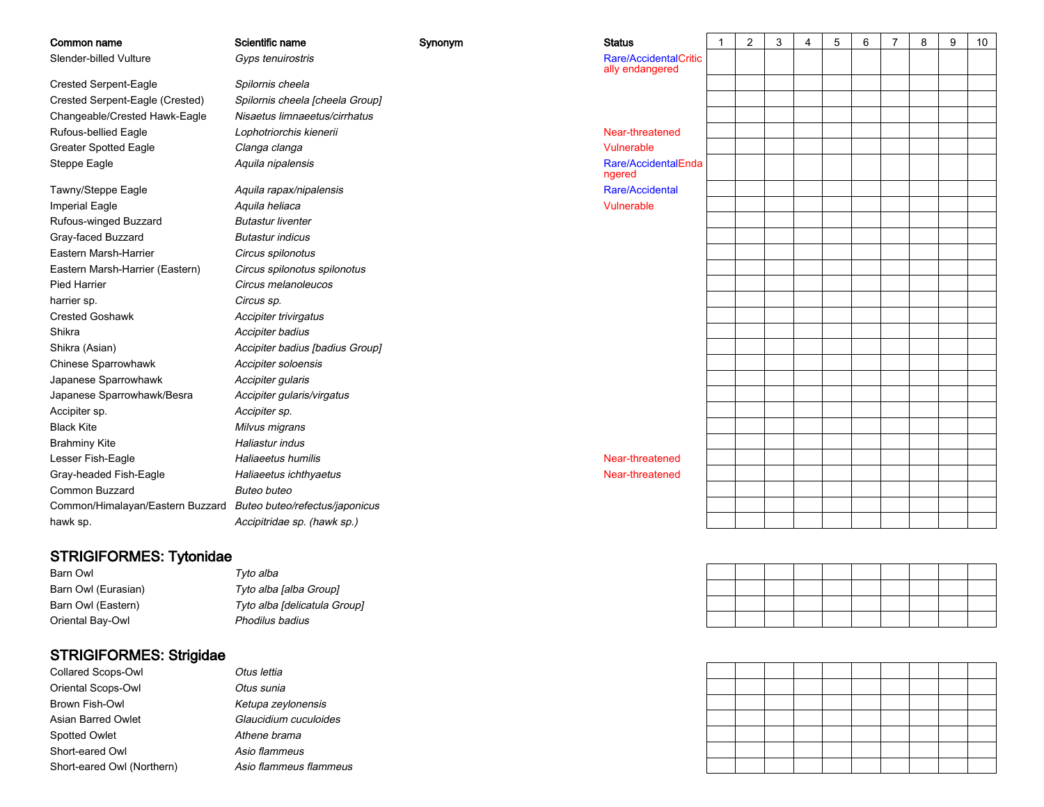| Common name | Scientific name | Synonym | Status | 1 | 2 | 3 | 4 | 5 | 6 | 7 | 8 | 9 | 10 |
|---|---|---|---|---|---|---|---|---|---|---|---|---|---|
| Slender-billed Vulture | *Gyps tenuirostris* | | Rare/AccidentalCritically endangered | | | | | | | | | | |
| Crested Serpent-Eagle | *Spilornis cheela* | | | | | | | | | | | | |
| Crested Serpent-Eagle (Crested) | *Spilornis cheela [cheela Group]* | | | | | | | | | | | | |
| Changeable/Crested Hawk-Eagle | *Nisaetus limnaeetus/cirrhatus* | | | | | | | | | | | | |
| Rufous-bellied Eagle | *Lophotriorchis kienerii* | | Near-threatened | | | | | | | | | | |
| Greater Spotted Eagle | *Clanga clanga* | | Vulnerable | | | | | | | | | | |
| Steppe Eagle | *Aquila nipalensis* | | Rare/AccidentalEndangered | | | | | | | | | | |
| Tawny/Steppe Eagle | *Aquila rapax/nipalensis* | | Rare/Accidental | | | | | | | | | | |
| Imperial Eagle | *Aquila heliaca* | | Vulnerable | | | | | | | | | | |
| Rufous-winged Buzzard | *Butastur liventer* | | | | | | | | | | | | |
| Gray-faced Buzzard | *Butastur indicus* | | | | | | | | | | | | |
| Eastern Marsh-Harrier | *Circus spilonotus* | | | | | | | | | | | | |
| Eastern Marsh-Harrier (Eastern) | *Circus spilonotus spilonotus* | | | | | | | | | | | | |
| Pied Harrier | *Circus melanoleucos* | | | | | | | | | | | | |
| harrier sp. | *Circus sp.* | | | | | | | | | | | | |
| Crested Goshawk | *Accipiter trivirgatus* | | | | | | | | | | | | |
| Shikra | *Accipiter badius* | | | | | | | | | | | | |
| Shikra (Asian) | *Accipiter badius [badius Group]* | | | | | | | | | | | | |
| Chinese Sparrowhawk | *Accipiter soloensis* | | | | | | | | | | | | |
| Japanese Sparrowhawk | *Accipiter gularis* | | | | | | | | | | | | |
| Japanese Sparrowhawk/Besra | *Accipiter gularis/virgatus* | | | | | | | | | | | | |
| Accipiter sp. | *Accipiter sp.* | | | | | | | | | | | | |
| Black Kite | *Milvus migrans* | | | | | | | | | | | | |
| Brahminy Kite | *Haliastur indus* | | | | | | | | | | | | |
| Lesser Fish-Eagle | *Haliaeetus humilis* | | Near-threatened | | | | | | | | | | |
| Gray-headed Fish-Eagle | *Haliaeetus ichthyaetus* | | Near-threatened | | | | | | | | | | |
| Common Buzzard | *Buteo buteo* | | | | | | | | | | | | |
| Common/Himalayan/Eastern Buzzard | *Buteo buteo/refectus/japonicus* | | | | | | | | | | | | |
| hawk sp. | *Accipitridae sp. (hawk sp.)* | | | | | | | | | | | | |

## STRIGIFORMES: Tytonidae

| Common name | Scientific name | Synonym | Status | 1 | 2 | 3 | 4 | 5 | 6 | 7 | 8 | 9 | 10 |
|---|---|---|---|---|---|---|---|---|---|---|---|---|---|
| Barn Owl | *Tyto alba* | | | | | | | | | | | | |
| Barn Owl (Eurasian) | *Tyto alba [alba Group]* | | | | | | | | | | | | |
| Barn Owl (Eastern) | *Tyto alba [delicatula Group]* | | | | | | | | | | | | |
| Oriental Bay-Owl | *Phodilus badius* | | | | | | | | | | | | |

## STRIGIFORMES: Strigidae

| Common name | Scientific name | Synonym | Status | 1 | 2 | 3 | 4 | 5 | 6 | 7 | 8 | 9 | 10 |
|---|---|---|---|---|---|---|---|---|---|---|---|---|---|
| Collared Scops-Owl | *Otus lettia* | | | | | | | | | | | | |
| Oriental Scops-Owl | *Otus sunia* | | | | | | | | | | | | |
| Brown Fish-Owl | *Ketupa zeylonensis* | | | | | | | | | | | | |
| Asian Barred Owlet | *Glaucidium cuculoides* | | | | | | | | | | | | |
| Spotted Owlet | *Athene brama* | | | | | | | | | | | | |
| Short-eared Owl | *Asio flammeus* | | | | | | | | | | | | |
| Short-eared Owl (Northern) | *Asio flammeus flammeus* | | | | | | | | | | | | |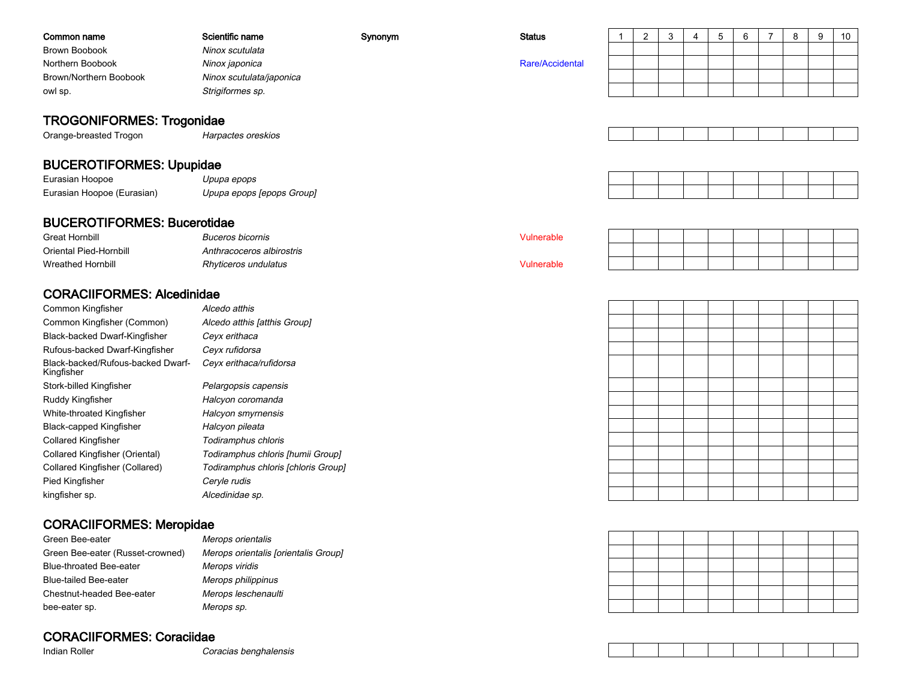| Common name | Scientific name | Synonym | Status | 1 | 2 | 3 | 4 | 5 | 6 | 7 | 8 | 9 | 10 |
|---|---|---|---|---|---|---|---|---|---|---|---|---|---|
| Brown Boobook | *Ninox scutulata* | | | | | | | | | | | | |
| Northern Boobook | *Ninox japonica* | | Rare/Accidental | | | | | | | | | | |
| Brown/Northern Boobook | *Ninox scutulata/japonica* | | | | | | | | | | | | |
| owl sp. | *Strigiformes sp.* | | | | | | | | | | | | |

## TROGONIFORMES: Trogonidae

| Common name | Scientific name | Synonym | Status | 1 | 2 | 3 | 4 | 5 | 6 | 7 | 8 | 9 | 10 |
|---|---|---|---|---|---|---|---|---|---|---|---|---|---|
| Orange-breasted Trogon | *Harpactes oreskios* | | | | | | | | | | | | |

## BUCEROTIFORMES: Upupidae

| Common name | Scientific name | Synonym | Status | 1 | 2 | 3 | 4 | 5 | 6 | 7 | 8 | 9 | 10 |
|---|---|---|---|---|---|---|---|---|---|---|---|---|---|
| Eurasian Hoopoe | *Upupa epops* | | | | | | | | | | | | |
| Eurasian Hoopoe (Eurasian) | *Upupa epops [epops Group]* | | | | | | | | | | | | |

## BUCEROTIFORMES: Bucerotidae

| Common name | Scientific name | Synonym | Status | 1 | 2 | 3 | 4 | 5 | 6 | 7 | 8 | 9 | 10 |
|---|---|---|---|---|---|---|---|---|---|---|---|---|---|
| Great Hornbill | *Buceros bicornis* | | Vulnerable | | | | | | | | | | |
| Oriental Pied-Hornbill | *Anthracoceros albirostris* | | | | | | | | | | | | |
| Wreathed Hornbill | *Rhyticeros undulatus* | | Vulnerable | | | | | | | | | | |

## CORACIIFORMES: Alcedinidae

| Common name | Scientific name | Synonym | Status | 1 | 2 | 3 | 4 | 5 | 6 | 7 | 8 | 9 | 10 |
|---|---|---|---|---|---|---|---|---|---|---|---|---|---|
| Common Kingfisher | *Alcedo atthis* | | | | | | | | | | | | |
| Common Kingfisher (Common) | *Alcedo atthis [atthis Group]* | | | | | | | | | | | | |
| Black-backed Dwarf-Kingfisher | *Ceyx erithaca* | | | | | | | | | | | | |
| Rufous-backed Dwarf-Kingfisher | *Ceyx rufidorsa* | | | | | | | | | | | | |
| Black-backed/Rufous-backed Dwarf-Kingfisher | *Ceyx erithaca/rufidorsa* | | | | | | | | | | | | |
| Stork-billed Kingfisher | *Pelargopsis capensis* | | | | | | | | | | | | |
| Ruddy Kingfisher | *Halcyon coromanda* | | | | | | | | | | | | |
| White-throated Kingfisher | *Halcyon smyrnensis* | | | | | | | | | | | | |
| Black-capped Kingfisher | *Halcyon pileata* | | | | | | | | | | | | |
| Collared Kingfisher | *Todiramphus chloris* | | | | | | | | | | | | |
| Collared Kingfisher (Oriental) | *Todiramphus chloris [humii Group]* | | | | | | | | | | | | |
| Collared Kingfisher (Collared) | *Todiramphus chloris [chloris Group]* | | | | | | | | | | | | |
| Pied Kingfisher | *Ceryle rudis* | | | | | | | | | | | | |
| kingfisher sp. | *Alcedinidae sp.* | | | | | | | | | | | | |

## CORACIIFORMES: Meropidae

| Common name | Scientific name | Synonym | Status | 1 | 2 | 3 | 4 | 5 | 6 | 7 | 8 | 9 | 10 |
|---|---|---|---|---|---|---|---|---|---|---|---|---|---|
| Green Bee-eater | *Merops orientalis* | | | | | | | | | | | | |
| Green Bee-eater (Russet-crowned) | *Merops orientalis [orientalis Group]* | | | | | | | | | | | | |
| Blue-throated Bee-eater | *Merops viridis* | | | | | | | | | | | | |
| Blue-tailed Bee-eater | *Merops philippinus* | | | | | | | | | | | | |
| Chestnut-headed Bee-eater | *Merops leschenaulti* | | | | | | | | | | | | |
| bee-eater sp. | *Merops sp.* | | | | | | | | | | | | |

## CORACIIFORMES: Coraciidae

| Common name | Scientific name | Synonym | Status | 1 | 2 | 3 | 4 | 5 | 6 | 7 | 8 | 9 | 10 |
|---|---|---|---|---|---|---|---|---|---|---|---|---|---|
| Indian Roller | *Coracias benghalensis* | | | | | | | | | | | | |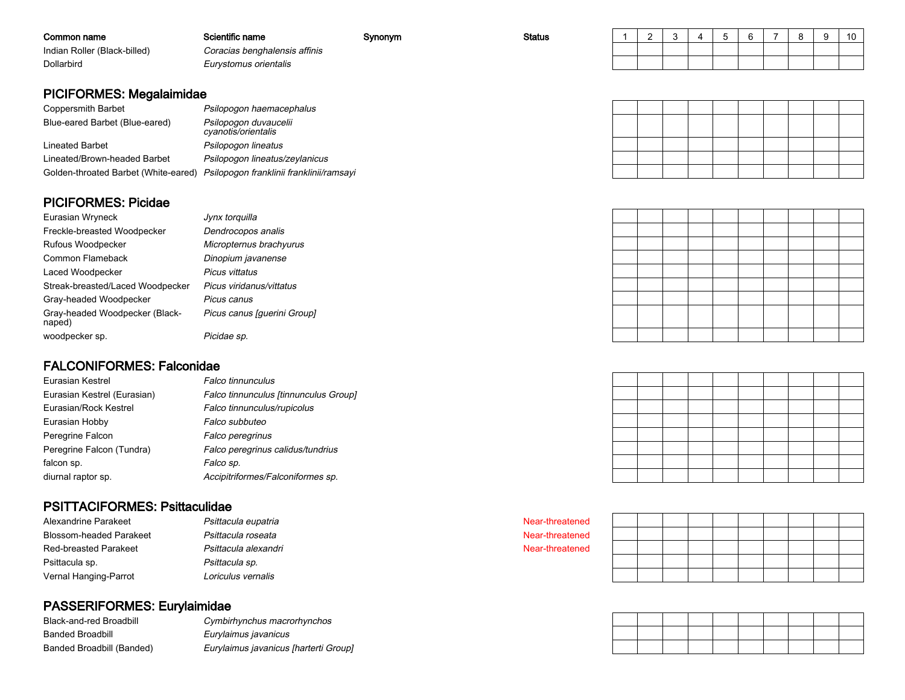| Common name | Scientific name | Synonym | Status | 1 | 2 | 3 | 4 | 5 | 6 | 7 | 8 | 9 | 10 |
|---|---|---|---|---|---|---|---|---|---|---|---|---|---|
| Indian Roller (Black-billed) | *Coracias benghalensis affinis* | | | | | | | | | | | | |
| Dollarbird | *Eurystomus orientalis* | | | | | | | | | | | | |

## PICIFORMES: Megalaimidae

| Common name | Scientific name | Synonym | Status | 1 | 2 | 3 | 4 | 5 | 6 | 7 | 8 | 9 | 10 |
|---|---|---|---|---|---|---|---|---|---|---|---|---|---|
| Coppersmith Barbet | *Psilopogon haemacephalus* | | | | | | | | | | | | |
| Blue-eared Barbet (Blue-eared) | *Psilopogon duvaucelii cyanotis/orientalis* | | | | | | | | | | | | |
| Lineated Barbet | *Psilopogon lineatus* | | | | | | | | | | | | |
| Lineated/Brown-headed Barbet | *Psilopogon lineatus/zeylanicus* | | | | | | | | | | | | |
| Golden-throated Barbet (White-eared) | *Psilopogon franklinii franklinii/ramsayi* | | | | | | | | | | | | |

## PICIFORMES: Picidae

| Common name | Scientific name | Synonym | Status | 1 | 2 | 3 | 4 | 5 | 6 | 7 | 8 | 9 | 10 |
|---|---|---|---|---|---|---|---|---|---|---|---|---|---|
| Eurasian Wryneck | *Jynx torquilla* | | | | | | | | | | | | |
| Freckle-breasted Woodpecker | *Dendrocopos analis* | | | | | | | | | | | | |
| Rufous Woodpecker | *Micropternus brachyurus* | | | | | | | | | | | | |
| Common Flameback | *Dinopium javanense* | | | | | | | | | | | | |
| Laced Woodpecker | *Picus vittatus* | | | | | | | | | | | | |
| Streak-breasted/Laced Woodpecker | *Picus viridanus/vittatus* | | | | | | | | | | | | |
| Gray-headed Woodpecker | *Picus canus* | | | | | | | | | | | | |
| Gray-headed Woodpecker (Black-naped) | *Picus canus [guerini Group]* | | | | | | | | | | | | |
| woodpecker sp. | *Picidae sp.* | | | | | | | | | | | | |

## FALCONIFORMES: Falconidae

| Common name | Scientific name | Synonym | Status | 1 | 2 | 3 | 4 | 5 | 6 | 7 | 8 | 9 | 10 |
|---|---|---|---|---|---|---|---|---|---|---|---|---|---|
| Eurasian Kestrel | *Falco tinnunculus* | | | | | | | | | | | | |
| Eurasian Kestrel (Eurasian) | *Falco tinnunculus [tinnunculus Group]* | | | | | | | | | | | | |
| Eurasian/Rock Kestrel | *Falco tinnunculus/rupicolus* | | | | | | | | | | | | |
| Eurasian Hobby | *Falco subbuteo* | | | | | | | | | | | | |
| Peregrine Falcon | *Falco peregrinus* | | | | | | | | | | | | |
| Peregrine Falcon (Tundra) | *Falco peregrinus calidus/tundrius* | | | | | | | | | | | | |
| falcon sp. | *Falco sp.* | | | | | | | | | | | | |
| diurnal raptor sp. | *Accipitriformes/Falconiformes sp.* | | | | | | | | | | | | |

## PSITTACIFORMES: Psittaculidae

| Common name | Scientific name | Synonym | Status | 1 | 2 | 3 | 4 | 5 | 6 | 7 | 8 | 9 | 10 |
|---|---|---|---|---|---|---|---|---|---|---|---|---|---|
| Alexandrine Parakeet | *Psittacula eupatria* | | Near-threatened | | | | | | | | | | |
| Blossom-headed Parakeet | *Psittacula roseata* | | Near-threatened | | | | | | | | | | |
| Red-breasted Parakeet | *Psittacula alexandri* | | Near-threatened | | | | | | | | | | |
| Psittacula sp. | *Psittacula sp.* | | | | | | | | | | | | |
| Vernal Hanging-Parrot | *Loriculus vernalis* | | | | | | | | | | | | |

## PASSERIFORMES: Eurylaimidae

| Common name | Scientific name | Synonym | Status | 1 | 2 | 3 | 4 | 5 | 6 | 7 | 8 | 9 | 10 |
|---|---|---|---|---|---|---|---|---|---|---|---|---|---|
| Black-and-red Broadbill | *Cymbirhynchus macrorhynchos* | | | | | | | | | | | | |
| Banded Broadbill | *Eurylaimus javanicus* | | | | | | | | | | | | |
| Banded Broadbill (Banded) | *Eurylaimus javanicus [harterti Group]* | | | | | | | | | | | | |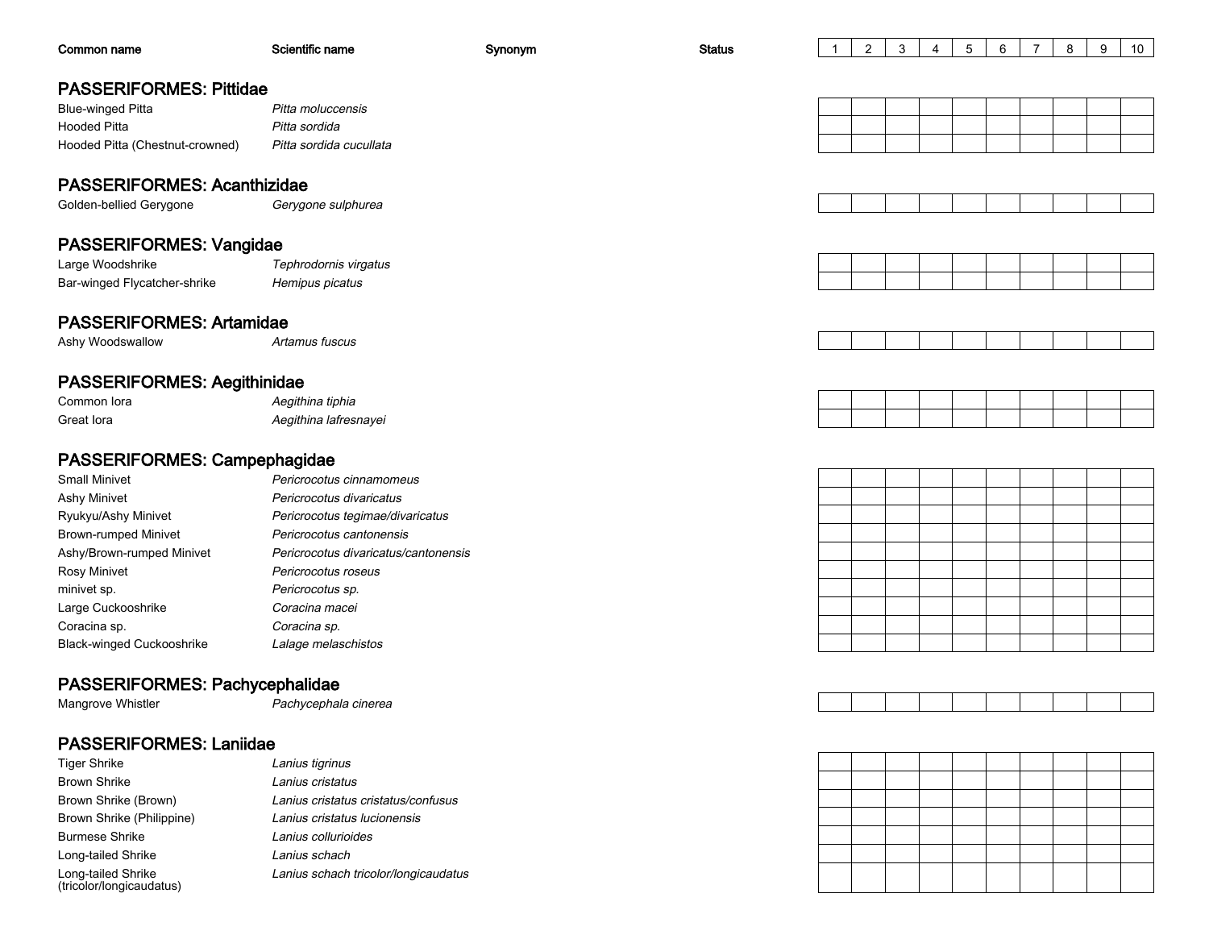| Common name | Scientific name | Synonym | Status | 1 | 2 | 3 | 4 | 5 | 6 | 7 | 8 | 9 | 10 |
|---|---|---|---|---|---|---|---|---|---|---|---|---|---|

## PASSERIFORMES: Pittidae

| Common name | Scientific name | Synonym | Status | 1 | 2 | 3 | 4 | 5 | 6 | 7 | 8 | 9 | 10 |
|---|---|---|---|---|---|---|---|---|---|---|---|---|---|
| Blue-winged Pitta | *Pitta moluccensis* | | | | | | | | | | | | |
| Hooded Pitta | *Pitta sordida* | | | | | | | | | | | | |
| Hooded Pitta (Chestnut-crowned) | *Pitta sordida cucullata* | | | | | | | | | | | | |

## PASSERIFORMES: Acanthizidae

| Common name | Scientific name | Synonym | Status | 1 | 2 | 3 | 4 | 5 | 6 | 7 | 8 | 9 | 10 |
|---|---|---|---|---|---|---|---|---|---|---|---|---|---|
| Golden-bellied Gerygone | *Gerygone sulphurea* | | | | | | | | | | | | |

## PASSERIFORMES: Vangidae

| Common name | Scientific name | Synonym | Status | 1 | 2 | 3 | 4 | 5 | 6 | 7 | 8 | 9 | 10 |
|---|---|---|---|---|---|---|---|---|---|---|---|---|---|
| Large Woodshrike | *Tephrodornis virgatus* | | | | | | | | | | | | |
| Bar-winged Flycatcher-shrike | *Hemipus picatus* | | | | | | | | | | | | |

## PASSERIFORMES: Artamidae

| Common name | Scientific name | Synonym | Status | 1 | 2 | 3 | 4 | 5 | 6 | 7 | 8 | 9 | 10 |
|---|---|---|---|---|---|---|---|---|---|---|---|---|---|
| Ashy Woodswallow | *Artamus fuscus* | | | | | | | | | | | | |

## PASSERIFORMES: Aegithinidae

| Common name | Scientific name | Synonym | Status | 1 | 2 | 3 | 4 | 5 | 6 | 7 | 8 | 9 | 10 |
|---|---|---|---|---|---|---|---|---|---|---|---|---|---|
| Common Iora | *Aegithina tiphia* | | | | | | | | | | | | |
| Great Iora | *Aegithina lafresnayei* | | | | | | | | | | | | |

## PASSERIFORMES: Campephagidae

| Common name | Scientific name | Synonym | Status | 1 | 2 | 3 | 4 | 5 | 6 | 7 | 8 | 9 | 10 |
|---|---|---|---|---|---|---|---|---|---|---|---|---|---|
| Small Minivet | *Pericrocotus cinnamomeus* | | | | | | | | | | | | |
| Ashy Minivet | *Pericrocotus divaricatus* | | | | | | | | | | | | |
| Ryukyu/Ashy Minivet | *Pericrocotus tegimae/divaricatus* | | | | | | | | | | | | |
| Brown-rumped Minivet | *Pericrocotus cantonensis* | | | | | | | | | | | | |
| Ashy/Brown-rumped Minivet | *Pericrocotus divaricatus/cantonensis* | | | | | | | | | | | | |
| Rosy Minivet | *Pericrocotus roseus* | | | | | | | | | | | | |
| minivet sp. | *Pericrocotus sp.* | | | | | | | | | | | | |
| Large Cuckooshrike | *Coracina macei* | | | | | | | | | | | | |
| Coracina sp. | *Coracina sp.* | | | | | | | | | | | | |
| Black-winged Cuckooshrike | *Lalage melaschistos* | | | | | | | | | | | | |

## PASSERIFORMES: Pachycephalidae

| Common name | Scientific name | Synonym | Status | 1 | 2 | 3 | 4 | 5 | 6 | 7 | 8 | 9 | 10 |
|---|---|---|---|---|---|---|---|---|---|---|---|---|---|
| Mangrove Whistler | *Pachycephala cinerea* | | | | | | | | | | | | |

## PASSERIFORMES: Laniidae

| Common name | Scientific name | Synonym | Status | 1 | 2 | 3 | 4 | 5 | 6 | 7 | 8 | 9 | 10 |
|---|---|---|---|---|---|---|---|---|---|---|---|---|---|
| Tiger Shrike | *Lanius tigrinus* | | | | | | | | | | | | |
| Brown Shrike | *Lanius cristatus* | | | | | | | | | | | | |
| Brown Shrike (Brown) | *Lanius cristatus cristatus/confusus* | | | | | | | | | | | | |
| Brown Shrike (Philippine) | *Lanius cristatus lucionensis* | | | | | | | | | | | | |
| Burmese Shrike | *Lanius collurioides* | | | | | | | | | | | | |
| Long-tailed Shrike | *Lanius schach* | | | | | | | | | | | | |
| Long-tailed Shrike (tricolor/longicaudatus) | *Lanius schach tricolor/longicaudatus* | | | | | | | | | | | | |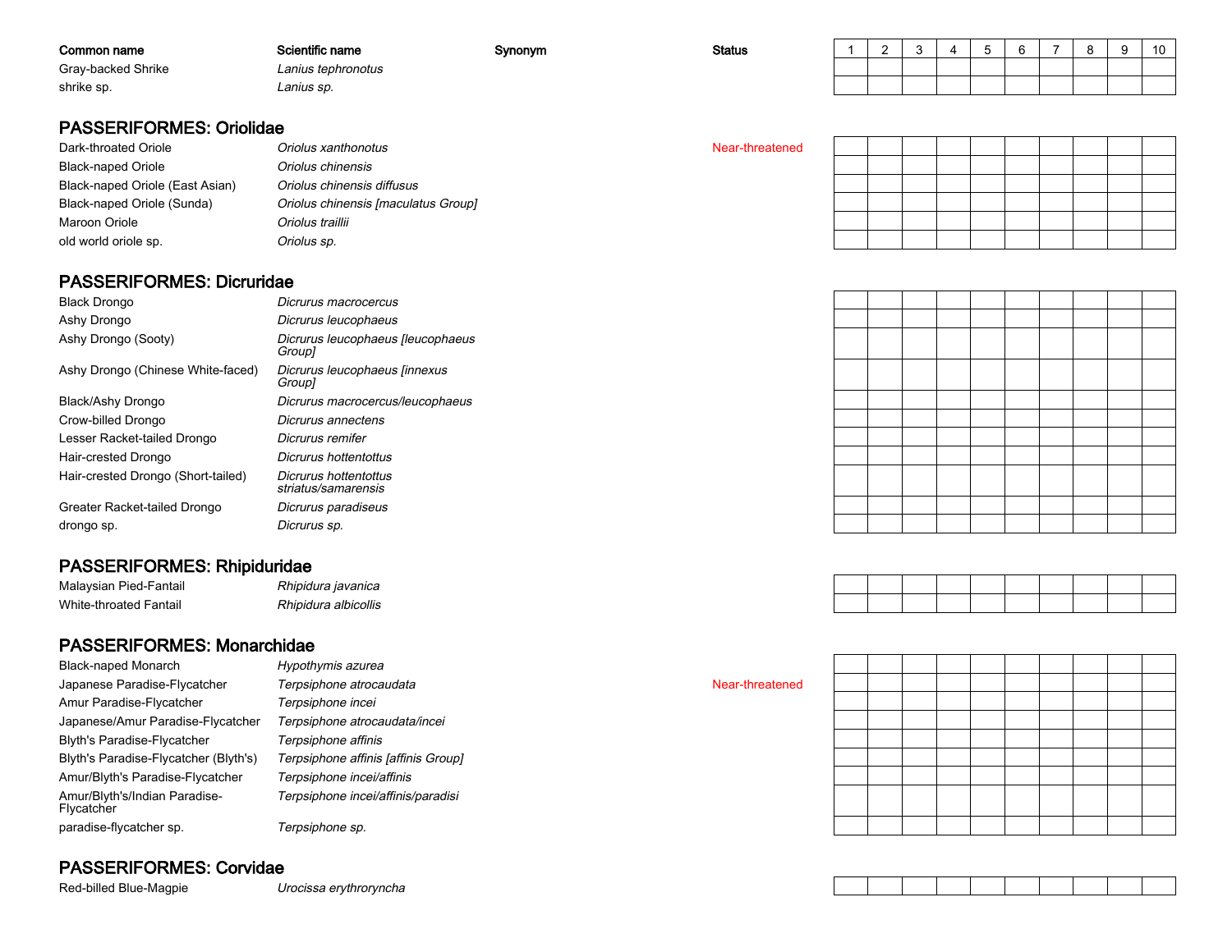| Common name | Scientific name | Synonym | Status | 1 | 2 | 3 | 4 | 5 | 6 | 7 | 8 | 9 | 10 |
|---|---|---|---|---|---|---|---|---|---|---|---|---|---|
| Gray-backed Shrike | *Lanius tephronotus* | | | | | | | | | | | | |
| shrike sp. | *Lanius sp.* | | | | | | | | | | | | |

## PASSERIFORMES: Oriolidae

| Common name | Scientific name | Synonym | Status | 1 | 2 | 3 | 4 | 5 | 6 | 7 | 8 | 9 | 10 |
|---|---|---|---|---|---|---|---|---|---|---|---|---|---|
| Dark-throated Oriole | *Oriolus xanthonotus* | | Near-threatened | | | | | | | | | | |
| Black-naped Oriole | *Oriolus chinensis* | | | | | | | | | | | | |
| Black-naped Oriole (East Asian) | *Oriolus chinensis diffusus* | | | | | | | | | | | | |
| Black-naped Oriole (Sunda) | *Oriolus chinensis [maculatus Group]* | | | | | | | | | | | | |
| Maroon Oriole | *Oriolus traillii* | | | | | | | | | | | | |
| old world oriole sp. | *Oriolus sp.* | | | | | | | | | | | | |

## PASSERIFORMES: Dicruridae

| Common name | Scientific name | Synonym | Status | 1 | 2 | 3 | 4 | 5 | 6 | 7 | 8 | 9 | 10 |
|---|---|---|---|---|---|---|---|---|---|---|---|---|---|
| Black Drongo | *Dicrurus macrocercus* | | | | | | | | | | | | |
| Ashy Drongo | *Dicrurus leucophaeus* | | | | | | | | | | | | |
| Ashy Drongo (Sooty) | *Dicrurus leucophaeus [leucophaeus Group]* | | | | | | | | | | | | |
| Ashy Drongo (Chinese White-faced) | *Dicrurus leucophaeus [innexus Group]* | | | | | | | | | | | | |
| Black/Ashy Drongo | *Dicrurus macrocercus/leucophaeus* | | | | | | | | | | | | |
| Crow-billed Drongo | *Dicrurus annectens* | | | | | | | | | | | | |
| Lesser Racket-tailed Drongo | *Dicrurus remifer* | | | | | | | | | | | | |
| Hair-crested Drongo | *Dicrurus hottentottus* | | | | | | | | | | | | |
| Hair-crested Drongo (Short-tailed) | *Dicrurus hottentottus striatus/samarensis* | | | | | | | | | | | | |
| Greater Racket-tailed Drongo | *Dicrurus paradiseus* | | | | | | | | | | | | |
| drongo sp. | *Dicrurus sp.* | | | | | | | | | | | | |

## PASSERIFORMES: Rhipiduridae

| Common name | Scientific name | Synonym | Status | 1 | 2 | 3 | 4 | 5 | 6 | 7 | 8 | 9 | 10 |
|---|---|---|---|---|---|---|---|---|---|---|---|---|---|
| Malaysian Pied-Fantail | *Rhipidura javanica* | | | | | | | | | | | | |
| White-throated Fantail | *Rhipidura albicollis* | | | | | | | | | | | | |

## PASSERIFORMES: Monarchidae

| Common name | Scientific name | Synonym | Status | 1 | 2 | 3 | 4 | 5 | 6 | 7 | 8 | 9 | 10 |
|---|---|---|---|---|---|---|---|---|---|---|---|---|---|
| Black-naped Monarch | *Hypothymis azurea* | | | | | | | | | | | | |
| Japanese Paradise-Flycatcher | *Terpsiphone atrocaudata* | | Near-threatened | | | | | | | | | | |
| Amur Paradise-Flycatcher | *Terpsiphone incei* | | | | | | | | | | | | |
| Japanese/Amur Paradise-Flycatcher | *Terpsiphone atrocaudata/incei* | | | | | | | | | | | | |
| Blyth's Paradise-Flycatcher | *Terpsiphone affinis* | | | | | | | | | | | | |
| Blyth's Paradise-Flycatcher (Blyth's) | *Terpsiphone affinis [affinis Group]* | | | | | | | | | | | | |
| Amur/Blyth's Paradise-Flycatcher | *Terpsiphone incei/affinis* | | | | | | | | | | | | |
| Amur/Blyth's/Indian Paradise-Flycatcher | *Terpsiphone incei/affinis/paradisi* | | | | | | | | | | | | |
| paradise-flycatcher sp. | *Terpsiphone sp.* | | | | | | | | | | | | |

## PASSERIFORMES: Corvidae

| Common name | Scientific name | Synonym | Status | 1 | 2 | 3 | 4 | 5 | 6 | 7 | 8 | 9 | 10 |
|---|---|---|---|---|---|---|---|---|---|---|---|---|---|
| Red-billed Blue-Magpie | *Urocissa erythroryncha* | | | | | | | | | | | | |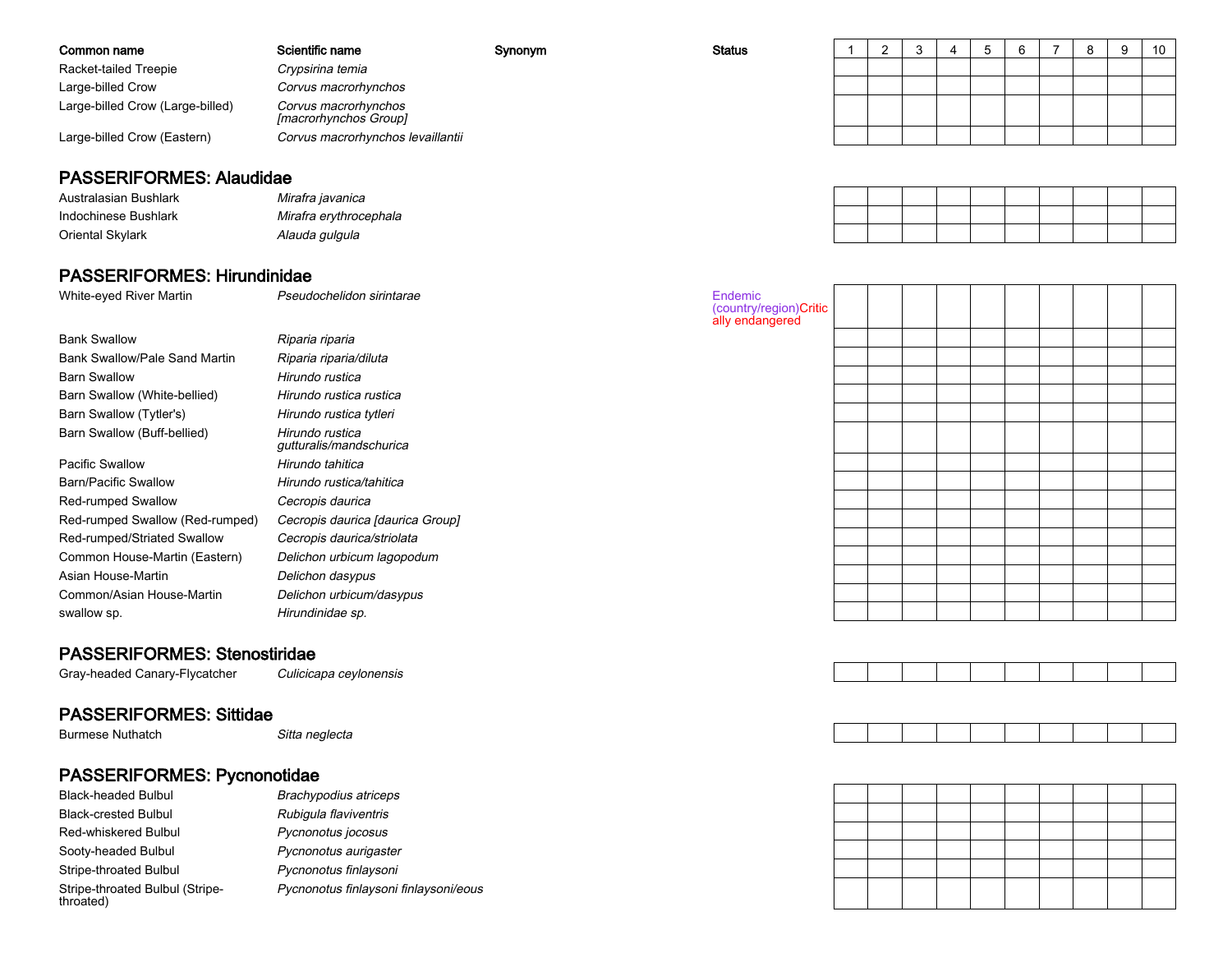| Common name | Scientific name | Synonym | Status | 1 | 2 | 3 | 4 | 5 | 6 | 7 | 8 | 9 | 10 |
|---|---|---|---|---|---|---|---|---|---|---|---|---|---|
| Racket-tailed Treepie | *Crypsirina temia* | | | | | | | | | | | | |
| Large-billed Crow | *Corvus macrorhynchos* | | | | | | | | | | | | |
| Large-billed Crow (Large-billed) | *Corvus macrorhynchos [macrorhynchos Group]* | | | | | | | | | | | | |
| Large-billed Crow (Eastern) | *Corvus macrorhynchos levaillantii* | | | | | | | | | | | | |

## PASSERIFORMES: Alaudidae

| Common name | Scientific name | Synonym | Status | 1 | 2 | 3 | 4 | 5 | 6 | 7 | 8 | 9 | 10 |
|---|---|---|---|---|---|---|---|---|---|---|---|---|---|
| Australasian Bushlark | *Mirafra javanica* | | | | | | | | | | | | |
| Indochinese Bushlark | *Mirafra erythrocephala* | | | | | | | | | | | | |
| Oriental Skylark | *Alauda gulgula* | | | | | | | | | | | | |

## PASSERIFORMES: Hirundinidae

| Common name | Scientific name | Synonym | Status | 1 | 2 | 3 | 4 | 5 | 6 | 7 | 8 | 9 | 10 |
|---|---|---|---|---|---|---|---|---|---|---|---|---|---|
| White-eyed River Martin | *Pseudochelidon sirintarae* | | Endemic (country/region) Critically endangered | | | | | | | | | | |
| Bank Swallow | *Riparia riparia* | | | | | | | | | | | | |
| Bank Swallow/Pale Sand Martin | *Riparia riparia/diluta* | | | | | | | | | | | | |
| Barn Swallow | *Hirundo rustica* | | | | | | | | | | | | |
| Barn Swallow (White-bellied) | *Hirundo rustica rustica* | | | | | | | | | | | | |
| Barn Swallow (Tytler's) | *Hirundo rustica tytleri* | | | | | | | | | | | | |
| Barn Swallow (Buff-bellied) | *Hirundo rustica gutturalis/mandschurica* | | | | | | | | | | | | |
| Pacific Swallow | *Hirundo tahitica* | | | | | | | | | | | | |
| Barn/Pacific Swallow | *Hirundo rustica/tahitica* | | | | | | | | | | | | |
| Red-rumped Swallow | *Cecropis daurica* | | | | | | | | | | | | |
| Red-rumped Swallow (Red-rumped) | *Cecropis daurica [daurica Group]* | | | | | | | | | | | | |
| Red-rumped/Striated Swallow | *Cecropis daurica/striolata* | | | | | | | | | | | | |
| Common House-Martin (Eastern) | *Delichon urbicum lagopodum* | | | | | | | | | | | | |
| Asian House-Martin | *Delichon dasypus* | | | | | | | | | | | | |
| Common/Asian House-Martin | *Delichon urbicum/dasypus* | | | | | | | | | | | | |
| swallow sp. | *Hirundinidae sp.* | | | | | | | | | | | | |

## PASSERIFORMES: Stenostiridae

| Common name | Scientific name | Synonym | Status | 1 | 2 | 3 | 4 | 5 | 6 | 7 | 8 | 9 | 10 |
|---|---|---|---|---|---|---|---|---|---|---|---|---|---|
| Gray-headed Canary-Flycatcher | *Culicicapa ceylonensis* | | | | | | | | | | | | |

## PASSERIFORMES: Sittidae

| Common name | Scientific name | Synonym | Status | 1 | 2 | 3 | 4 | 5 | 6 | 7 | 8 | 9 | 10 |
|---|---|---|---|---|---|---|---|---|---|---|---|---|---|
| Burmese Nuthatch | *Sitta neglecta* | | | | | | | | | | | | |

## PASSERIFORMES: Pycnonotidae

| Common name | Scientific name | Synonym | Status | 1 | 2 | 3 | 4 | 5 | 6 | 7 | 8 | 9 | 10 |
|---|---|---|---|---|---|---|---|---|---|---|---|---|---|
| Black-headed Bulbul | *Brachypodius atriceps* | | | | | | | | | | | | |
| Black-crested Bulbul | *Rubigula flaviventris* | | | | | | | | | | | | |
| Red-whiskered Bulbul | *Pycnonotus jocosus* | | | | | | | | | | | | |
| Sooty-headed Bulbul | *Pycnonotus aurigaster* | | | | | | | | | | | | |
| Stripe-throated Bulbul | *Pycnonotus finlaysoni* | | | | | | | | | | | | |
| Stripe-throated Bulbul (Stripe-throated) | *Pycnonotus finlaysoni finlaysoni/eous* | | | | | | | | | | | | |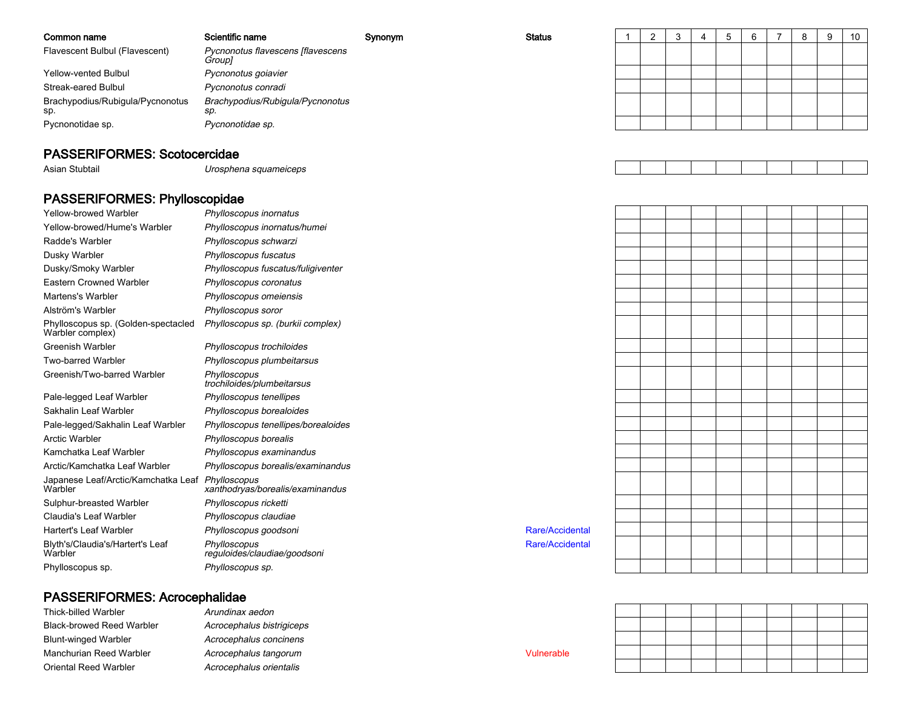| Common name | Scientific name | Synonym | Status | 1 | 2 | 3 | 4 | 5 | 6 | 7 | 8 | 9 | 10 |
|---|---|---|---|---|---|---|---|---|---|---|---|---|---|
| Flavescent Bulbul (Flavescent) | *Pycnonotus flavescens [flavescens Group]* | | | | | | | | | | | | |
| Yellow-vented Bulbul | *Pycnonotus goiavier* | | | | | | | | | | | | |
| Streak-eared Bulbul | *Pycnonotus conradi* | | | | | | | | | | | | |
| Brachypodius/Rubigula/Pycnonotus sp. | *Brachypodius/Rubigula/Pycnonotus sp.* | | | | | | | | | | | | |
| Pycnonotidae sp. | *Pycnonotidae sp.* | | | | | | | | | | | | |

## PASSERIFORMES: Scotocercidae

| Common name | Scientific name | Synonym | Status | 1 | 2 | 3 | 4 | 5 | 6 | 7 | 8 | 9 | 10 |
|---|---|---|---|---|---|---|---|---|---|---|---|---|---|
| Asian Stubtail | *Urosphena squameiceps* | | | | | | | | | | | | |

## PASSERIFORMES: Phylloscopidae

| Common name | Scientific name | Synonym | Status | 1 | 2 | 3 | 4 | 5 | 6 | 7 | 8 | 9 | 10 |
|---|---|---|---|---|---|---|---|---|---|---|---|---|---|
| Yellow-browed Warbler | *Phylloscopus inornatus* | | | | | | | | | | | | |
| Yellow-browed/Hume's Warbler | *Phylloscopus inornatus/humei* | | | | | | | | | | | | |
| Radde's Warbler | *Phylloscopus schwarzi* | | | | | | | | | | | | |
| Dusky Warbler | *Phylloscopus fuscatus* | | | | | | | | | | | | |
| Dusky/Smoky Warbler | *Phylloscopus fuscatus/fuligiventer* | | | | | | | | | | | | |
| Eastern Crowned Warbler | *Phylloscopus coronatus* | | | | | | | | | | | | |
| Martens's Warbler | *Phylloscopus omeiensis* | | | | | | | | | | | | |
| Alström's Warbler | *Phylloscopus soror* | | | | | | | | | | | | |
| Phylloscopus sp. (Golden-spectacled Warbler complex) | *Phylloscopus sp. (burkii complex)* | | | | | | | | | | | | |
| Greenish Warbler | *Phylloscopus trochiloides* | | | | | | | | | | | | |
| Two-barred Warbler | *Phylloscopus plumbeitarsus* | | | | | | | | | | | | |
| Greenish/Two-barred Warbler | *Phylloscopus trochiloides/plumbeitarsus* | | | | | | | | | | | | |
| Pale-legged Leaf Warbler | *Phylloscopus tenellipes* | | | | | | | | | | | | |
| Sakhalin Leaf Warbler | *Phylloscopus borealoides* | | | | | | | | | | | | |
| Pale-legged/Sakhalin Leaf Warbler | *Phylloscopus tenellipes/borealoides* | | | | | | | | | | | | |
| Arctic Warbler | *Phylloscopus borealis* | | | | | | | | | | | | |
| Kamchatka Leaf Warbler | *Phylloscopus examinandus* | | | | | | | | | | | | |
| Arctic/Kamchatka Leaf Warbler | *Phylloscopus borealis/examinandus* | | | | | | | | | | | | |
| Japanese Leaf/Arctic/Kamchatka Leaf Warbler | *Phylloscopus xanthodryas/borealis/examinandus* | | | | | | | | | | | | |
| Sulphur-breasted Warbler | *Phylloscopus ricketti* | | | | | | | | | | | | |
| Claudia's Leaf Warbler | *Phylloscopus claudiae* | | | | | | | | | | | | |
| Hartert's Leaf Warbler | *Phylloscopus goodsoni* | | Rare/Accidental | | | | | | | | | | |
| Blyth's/Claudia's/Hartert's Leaf Warbler | *Phylloscopus reguloides/claudiae/goodsoni* | | Rare/Accidental | | | | | | | | | | |
| Phylloscopus sp. | *Phylloscopus sp.* | | | | | | | | | | | | |

## PASSERIFORMES: Acrocephalidae

| Common name | Scientific name | Synonym | Status | 1 | 2 | 3 | 4 | 5 | 6 | 7 | 8 | 9 | 10 |
|---|---|---|---|---|---|---|---|---|---|---|---|---|---|
| Thick-billed Warbler | *Arundinax aedon* | | | | | | | | | | | | |
| Black-browed Reed Warbler | *Acrocephalus bistrigiceps* | | | | | | | | | | | | |
| Blunt-winged Warbler | *Acrocephalus concinens* | | | | | | | | | | | | |
| Manchurian Reed Warbler | *Acrocephalus tangorum* | | Vulnerable | | | | | | | | | | |
| Oriental Reed Warbler | *Acrocephalus orientalis* | | | | | | | | | | | | |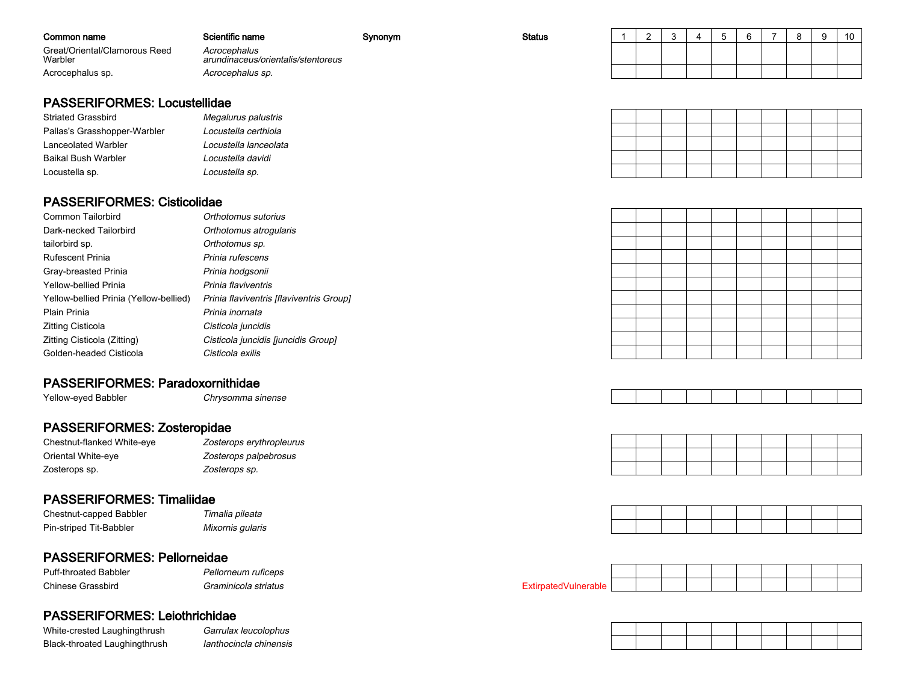| Common name | Scientific name | Synonym | Status | 1 | 2 | 3 | 4 | 5 | 6 | 7 | 8 | 9 | 10 |
|---|---|---|---|---|---|---|---|---|---|---|---|---|---|
| Great/Oriental/Clamorous Reed Warbler | *Acrocephalus arundinaceus/orientalis/stentoreus* | | | | | | | | | | | | |
| Acrocephalus sp. | *Acrocephalus sp.* | | | | | | | | | | | | |

## PASSERIFORMES: Locustellidae

| Common name | Scientific name | Synonym | Status | 1 | 2 | 3 | 4 | 5 | 6 | 7 | 8 | 9 | 10 |
|---|---|---|---|---|---|---|---|---|---|---|---|---|---|
| Striated Grassbird | *Megalurus palustris* | | | | | | | | | | | | |
| Pallas's Grasshopper-Warbler | *Locustella certhiola* | | | | | | | | | | | | |
| Lanceolated Warbler | *Locustella lanceolata* | | | | | | | | | | | | |
| Baikal Bush Warbler | *Locustella davidi* | | | | | | | | | | | | |
| Locustella sp. | *Locustella sp.* | | | | | | | | | | | | |

## PASSERIFORMES: Cisticolidae

| Common name | Scientific name | Synonym | Status | 1 | 2 | 3 | 4 | 5 | 6 | 7 | 8 | 9 | 10 |
|---|---|---|---|---|---|---|---|---|---|---|---|---|---|
| Common Tailorbird | *Orthotomus sutorius* | | | | | | | | | | | | |
| Dark-necked Tailorbird | *Orthotomus atrogularis* | | | | | | | | | | | | |
| tailorbird sp. | *Orthotomus sp.* | | | | | | | | | | | | |
| Rufescent Prinia | *Prinia rufescens* | | | | | | | | | | | | |
| Gray-breasted Prinia | *Prinia hodgsonii* | | | | | | | | | | | | |
| Yellow-bellied Prinia | *Prinia flaviventris* | | | | | | | | | | | | |
| Yellow-bellied Prinia (Yellow-bellied) | *Prinia flaviventris [flaviventris Group]* | | | | | | | | | | | | |
| Plain Prinia | *Prinia inornata* | | | | | | | | | | | | |
| Zitting Cisticola | *Cisticola juncidis* | | | | | | | | | | | | |
| Zitting Cisticola (Zitting) | *Cisticola juncidis [juncidis Group]* | | | | | | | | | | | | |
| Golden-headed Cisticola | *Cisticola exilis* | | | | | | | | | | | | |

## PASSERIFORMES: Paradoxornithidae

| Common name | Scientific name | Synonym | Status | 1 | 2 | 3 | 4 | 5 | 6 | 7 | 8 | 9 | 10 |
|---|---|---|---|---|---|---|---|---|---|---|---|---|---|
| Yellow-eyed Babbler | *Chrysomma sinense* | | | | | | | | | | | | |

## PASSERIFORMES: Zosteropidae

| Common name | Scientific name | Synonym | Status | 1 | 2 | 3 | 4 | 5 | 6 | 7 | 8 | 9 | 10 |
|---|---|---|---|---|---|---|---|---|---|---|---|---|---|
| Chestnut-flanked White-eye | *Zosterops erythropleurus* | | | | | | | | | | | | |
| Oriental White-eye | *Zosterops palpebrosus* | | | | | | | | | | | | |
| Zosterops sp. | *Zosterops sp.* | | | | | | | | | | | | |

## PASSERIFORMES: Timaliidae

| Common name | Scientific name | Synonym | Status | 1 | 2 | 3 | 4 | 5 | 6 | 7 | 8 | 9 | 10 |
|---|---|---|---|---|---|---|---|---|---|---|---|---|---|
| Chestnut-capped Babbler | *Timalia pileata* | | | | | | | | | | | | |
| Pin-striped Tit-Babbler | *Mixornis gularis* | | | | | | | | | | | | |

## PASSERIFORMES: Pellorneidae

| Common name | Scientific name | Synonym | Status | 1 | 2 | 3 | 4 | 5 | 6 | 7 | 8 | 9 | 10 |
|---|---|---|---|---|---|---|---|---|---|---|---|---|---|
| Puff-throated Babbler | *Pellorneum ruficeps* | | | | | | | | | | | | |
| Chinese Grassbird | *Graminicola striatus* | | ExtirpatedVulnerable | | | | | | | | | | |

## PASSERIFORMES: Leiothrichidae

| Common name | Scientific name | Synonym | Status | 1 | 2 | 3 | 4 | 5 | 6 | 7 | 8 | 9 | 10 |
|---|---|---|---|---|---|---|---|---|---|---|---|---|---|
| White-crested Laughingthrush | *Garrulax leucolophus* | | | | | | | | | | | | |
| Black-throated Laughingthrush | *Ianthocincla chinensis* | | | | | | | | | | | | |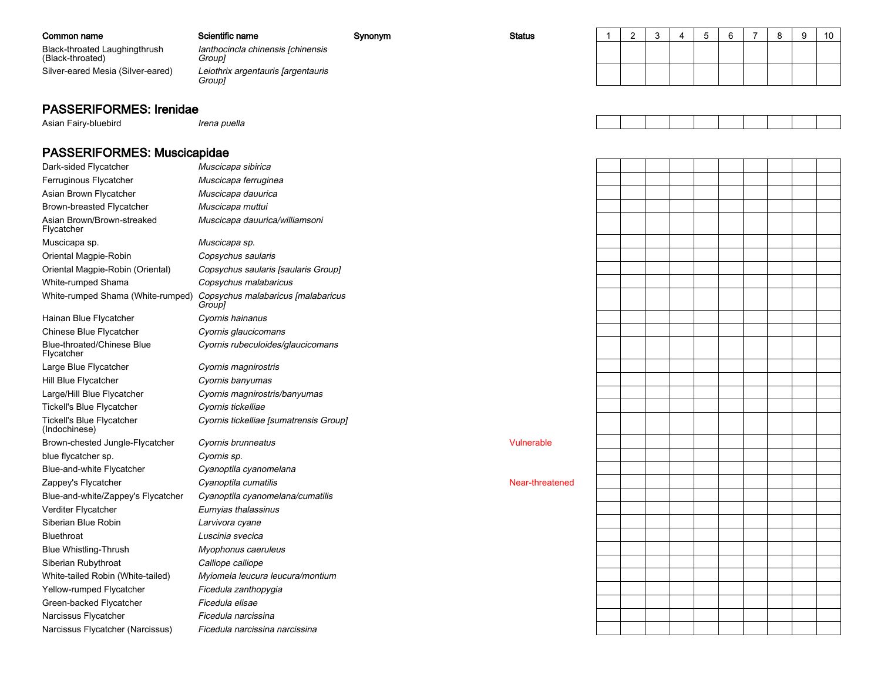| Common name | Scientific name | Synonym | Status | 1 | 2 | 3 | 4 | 5 | 6 | 7 | 8 | 9 | 10 |
|---|---|---|---|---|---|---|---|---|---|---|---|---|---|
| Black-throated Laughingthrush (Black-throated) | *Ianthocincla chinensis [chinensis Group]* | | | | | | | | | | | | |
| Silver-eared Mesia (Silver-eared) | *Leiothrix argentauris [argentauris Group]* | | | | | | | | | | | | |

## PASSERIFORMES: Irenidae

| Common name | Scientific name | Synonym | Status | 1 | 2 | 3 | 4 | 5 | 6 | 7 | 8 | 9 | 10 |
|---|---|---|---|---|---|---|---|---|---|---|---|---|---|
| Asian Fairy-bluebird | *Irena puella* | | | | | | | | | | | | |

## PASSERIFORMES: Muscicapidae

| Common name | Scientific name | Synonym | Status | 1 | 2 | 3 | 4 | 5 | 6 | 7 | 8 | 9 | 10 |
|---|---|---|---|---|---|---|---|---|---|---|---|---|---|
| Dark-sided Flycatcher | *Muscicapa sibirica* | | | | | | | | | | | | |
| Ferruginous Flycatcher | *Muscicapa ferruginea* | | | | | | | | | | | | |
| Asian Brown Flycatcher | *Muscicapa dauurica* | | | | | | | | | | | | |
| Brown-breasted Flycatcher | *Muscicapa muttui* | | | | | | | | | | | | |
| Asian Brown/Brown-streaked Flycatcher | *Muscicapa dauurica/williamsoni* | | | | | | | | | | | | |
| Muscicapa sp. | *Muscicapa sp.* | | | | | | | | | | | | |
| Oriental Magpie-Robin | *Copsychus saularis* | | | | | | | | | | | | |
| Oriental Magpie-Robin (Oriental) | *Copsychus saularis [saularis Group]* | | | | | | | | | | | | |
| White-rumped Shama | *Copsychus malabaricus* | | | | | | | | | | | | |
| White-rumped Shama (White-rumped) | *Copsychus malabaricus [malabaricus Group]* | | | | | | | | | | | | |
| Hainan Blue Flycatcher | *Cyornis hainanus* | | | | | | | | | | | | |
| Chinese Blue Flycatcher | *Cyornis glaucicomans* | | | | | | | | | | | | |
| Blue-throated/Chinese Blue Flycatcher | *Cyornis rubeculoides/glaucicomans* | | | | | | | | | | | | |
| Large Blue Flycatcher | *Cyornis magnirostris* | | | | | | | | | | | | |
| Hill Blue Flycatcher | *Cyornis banyumas* | | | | | | | | | | | | |
| Large/Hill Blue Flycatcher | *Cyornis magnirostris/banyumas* | | | | | | | | | | | | |
| Tickell's Blue Flycatcher | *Cyornis tickelliae* | | | | | | | | | | | | |
| Tickell's Blue Flycatcher (Indochinese) | *Cyornis tickelliae [sumatrensis Group]* | | | | | | | | | | | | |
| Brown-chested Jungle-Flycatcher | *Cyornis brunneatus* | | Vulnerable | | | | | | | | | | |
| blue flycatcher sp. | *Cyornis sp.* | | | | | | | | | | | | |
| Blue-and-white Flycatcher | *Cyanoptila cyanomelana* | | | | | | | | | | | | |
| Zappey's Flycatcher | *Cyanoptila cumatilis* | | Near-threatened | | | | | | | | | | |
| Blue-and-white/Zappey's Flycatcher | *Cyanoptila cyanomelana/cumatilis* | | | | | | | | | | | | |
| Verditer Flycatcher | *Eumyias thalassinus* | | | | | | | | | | | | |
| Siberian Blue Robin | *Larvivora cyane* | | | | | | | | | | | | |
| Bluethroat | *Luscinia svecica* | | | | | | | | | | | | |
| Blue Whistling-Thrush | *Myophonus caeruleus* | | | | | | | | | | | | |
| Siberian Rubythroat | *Calliope calliope* | | | | | | | | | | | | |
| White-tailed Robin (White-tailed) | *Myiomela leucura leucura/montium* | | | | | | | | | | | | |
| Yellow-rumped Flycatcher | *Ficedula zanthopygia* | | | | | | | | | | | | |
| Green-backed Flycatcher | *Ficedula elisae* | | | | | | | | | | | | |
| Narcissus Flycatcher | *Ficedula narcissina* | | | | | | | | | | | | |
| Narcissus Flycatcher (Narcissus) | *Ficedula narcissina narcissina* | | | | | | | | | | | | |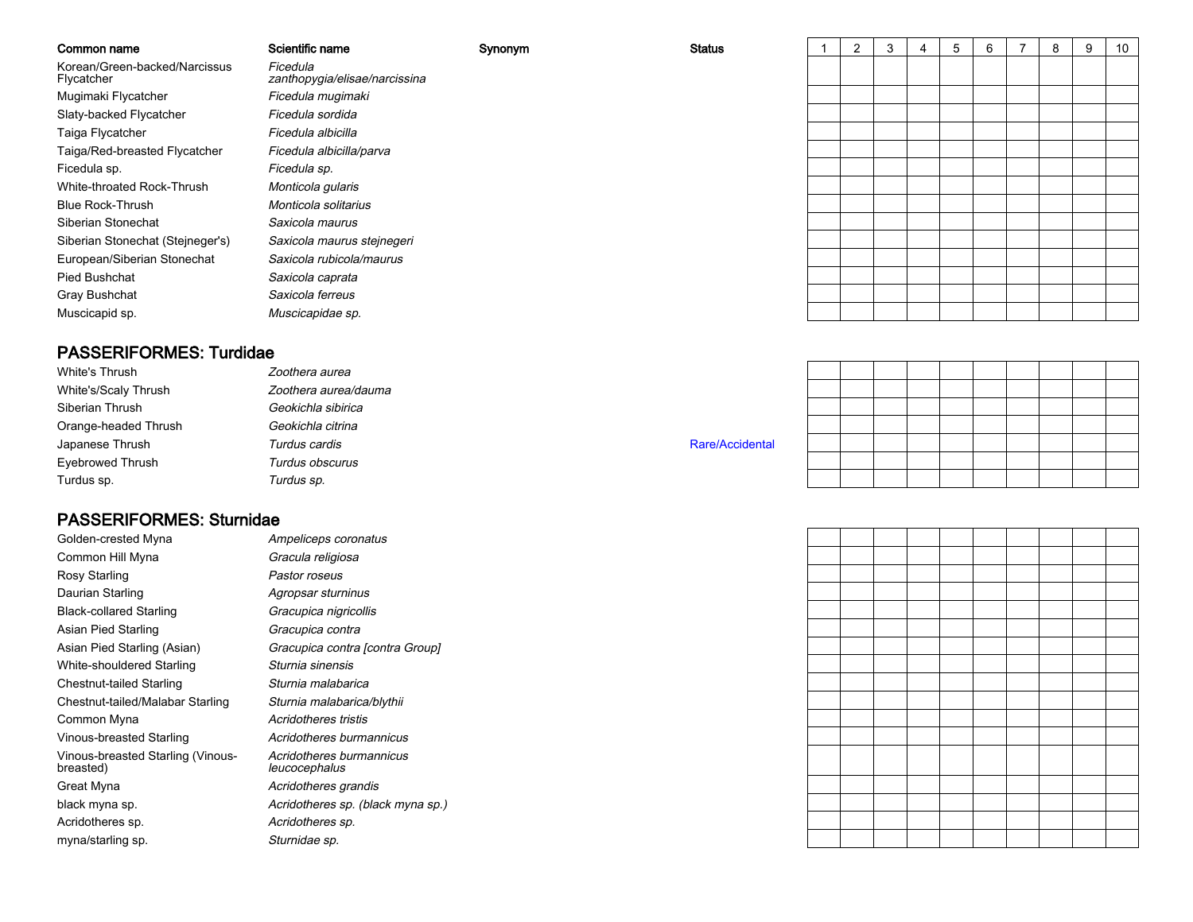| Common name | Scientific name | Synonym | Status | 1 | 2 | 3 | 4 | 5 | 6 | 7 | 8 | 9 | 10 |
|---|---|---|---|---|---|---|---|---|---|---|---|---|---|
| Korean/Green-backed/Narcissus Flycatcher | *Ficedula zanthopygia/elisae/narcissina* | | | | | | | | | | | | |
| Mugimaki Flycatcher | *Ficedula mugimaki* | | | | | | | | | | | | |
| Slaty-backed Flycatcher | *Ficedula sordida* | | | | | | | | | | | | |
| Taiga Flycatcher | *Ficedula albicilla* | | | | | | | | | | | | |
| Taiga/Red-breasted Flycatcher | *Ficedula albicilla/parva* | | | | | | | | | | | | |
| Ficedula sp. | *Ficedula sp.* | | | | | | | | | | | | |
| White-throated Rock-Thrush | *Monticola gularis* | | | | | | | | | | | | |
| Blue Rock-Thrush | *Monticola solitarius* | | | | | | | | | | | | |
| Siberian Stonechat | *Saxicola maurus* | | | | | | | | | | | | |
| Siberian Stonechat (Stejneger's) | *Saxicola maurus stejnegeri* | | | | | | | | | | | | |
| European/Siberian Stonechat | *Saxicola rubicola/maurus* | | | | | | | | | | | | |
| Pied Bushchat | *Saxicola caprata* | | | | | | | | | | | | |
| Gray Bushchat | *Saxicola ferreus* | | | | | | | | | | | | |
| Muscicapid sp. | *Muscicapidae sp.* | | | | | | | | | | | | |

## PASSERIFORMES: Turdidae

| Common name | Scientific name | Synonym | Status | 1 | 2 | 3 | 4 | 5 | 6 | 7 | 8 | 9 | 10 |
|---|---|---|---|---|---|---|---|---|---|---|---|---|---|
| White's Thrush | *Zoothera aurea* | | | | | | | | | | | | |
| White's/Scaly Thrush | *Zoothera aurea/dauma* | | | | | | | | | | | | |
| Siberian Thrush | *Geokichla sibirica* | | | | | | | | | | | | |
| Orange-headed Thrush | *Geokichla citrina* | | | | | | | | | | | | |
| Japanese Thrush | *Turdus cardis* | | Rare/Accidental | | | | | | | | | | |
| Eyebrowed Thrush | *Turdus obscurus* | | | | | | | | | | | | |
| Turdus sp. | *Turdus sp.* | | | | | | | | | | | | |

## PASSERIFORMES: Sturnidae

| Common name | Scientific name | Synonym | Status | 1 | 2 | 3 | 4 | 5 | 6 | 7 | 8 | 9 | 10 |
|---|---|---|---|---|---|---|---|---|---|---|---|---|---|
| Golden-crested Myna | *Ampeliceps coronatus* | | | | | | | | | | | | |
| Common Hill Myna | *Gracula religiosa* | | | | | | | | | | | | |
| Rosy Starling | *Pastor roseus* | | | | | | | | | | | | |
| Daurian Starling | *Agropsar sturninus* | | | | | | | | | | | | |
| Black-collared Starling | *Gracupica nigricollis* | | | | | | | | | | | | |
| Asian Pied Starling | *Gracupica contra* | | | | | | | | | | | | |
| Asian Pied Starling (Asian) | *Gracupica contra [contra Group]* | | | | | | | | | | | | |
| White-shouldered Starling | *Sturnia sinensis* | | | | | | | | | | | | |
| Chestnut-tailed Starling | *Sturnia malabarica* | | | | | | | | | | | | |
| Chestnut-tailed/Malabar Starling | *Sturnia malabarica/blythii* | | | | | | | | | | | | |
| Common Myna | *Acridotheres tristis* | | | | | | | | | | | | |
| Vinous-breasted Starling | *Acridotheres burmannicus* | | | | | | | | | | | | |
| Vinous-breasted Starling (Vinous-breasted) | *Acridotheres burmannicus leucocephalus* | | | | | | | | | | | | |
| Great Myna | *Acridotheres grandis* | | | | | | | | | | | | |
| black myna sp. | *Acridotheres sp. (black myna sp.)* | | | | | | | | | | | | |
| Acridotheres sp. | *Acridotheres sp.* | | | | | | | | | | | | |
| myna/starling sp. | *Sturnidae sp.* | | | | | | | | | | | | |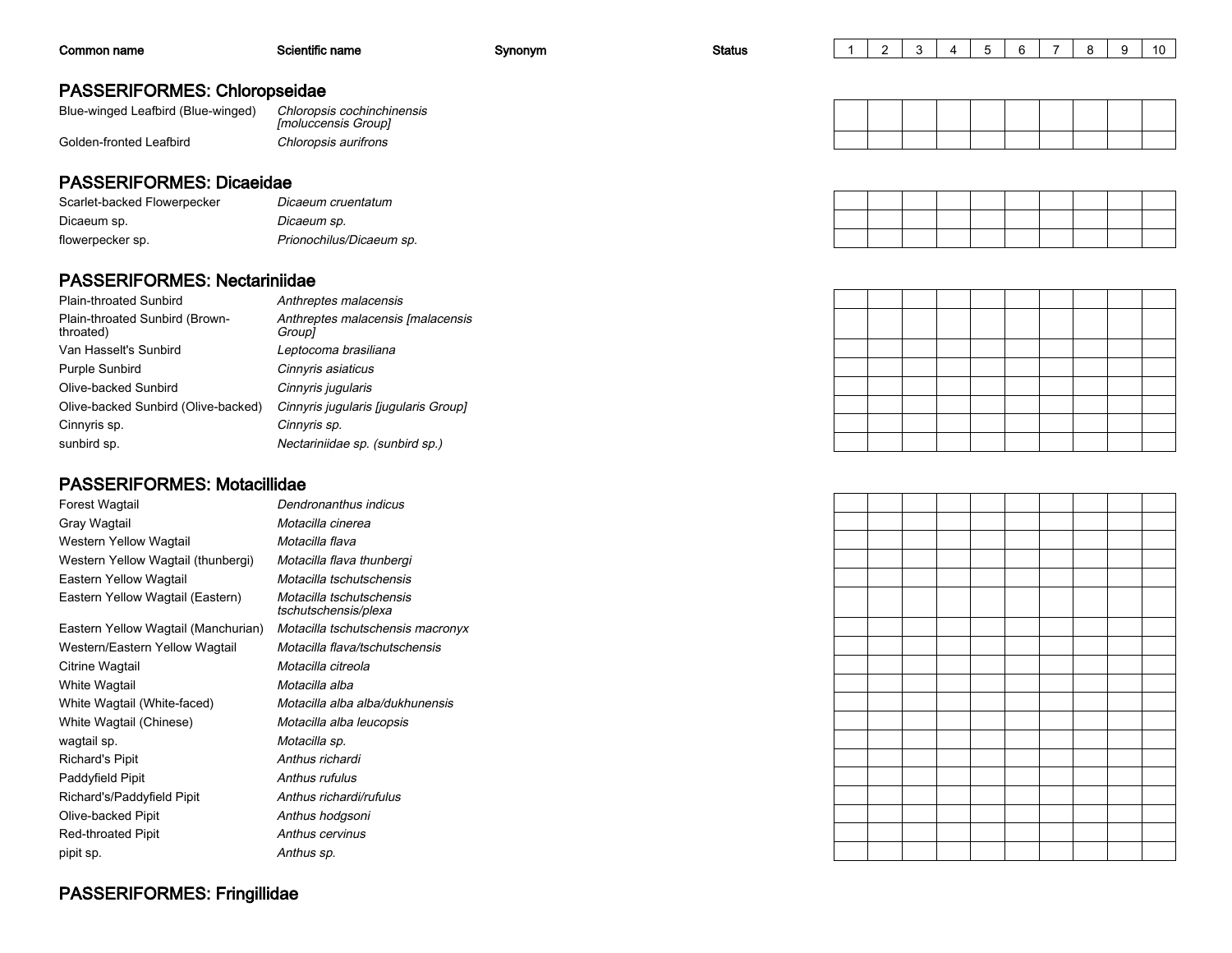| Common name | Scientific name | Synonym | Status | 1 | 2 | 3 | 4 | 5 | 6 | 7 | 8 | 9 | 10 |
|---|---|---|---|---|---|---|---|---|---|---|---|---|---|

## PASSERIFORMES: Chloropseidae

| Common name | Scientific name | Synonym | Status | 1 | 2 | 3 | 4 | 5 | 6 | 7 | 8 | 9 | 10 |
|---|---|---|---|---|---|---|---|---|---|---|---|---|---|
| Blue-winged Leafbird (Blue-winged) | *Chloropsis cochinchinensis [moluccensis Group]* | | | | | | | | | | | | |
| Golden-fronted Leafbird | *Chloropsis aurifrons* | | | | | | | | | | | | |

## PASSERIFORMES: Dicaeidae

| Common name | Scientific name | Synonym | Status | 1 | 2 | 3 | 4 | 5 | 6 | 7 | 8 | 9 | 10 |
|---|---|---|---|---|---|---|---|---|---|---|---|---|---|
| Scarlet-backed Flowerpecker | *Dicaeum cruentatum* | | | | | | | | | | | | |
| Dicaeum sp. | *Dicaeum sp.* | | | | | | | | | | | | |
| flowerpecker sp. | *Prionochilus/Dicaeum sp.* | | | | | | | | | | | | |

## PASSERIFORMES: Nectariniidae

| Common name | Scientific name | Synonym | Status | 1 | 2 | 3 | 4 | 5 | 6 | 7 | 8 | 9 | 10 |
|---|---|---|---|---|---|---|---|---|---|---|---|---|---|
| Plain-throated Sunbird | *Anthreptes malacensis* | | | | | | | | | | | | |
| Plain-throated Sunbird (Brown-throated) | *Anthreptes malacensis [malacensis Group]* | | | | | | | | | | | | |
| Van Hasselt's Sunbird | *Leptocoma brasiliana* | | | | | | | | | | | | |
| Purple Sunbird | *Cinnyris asiaticus* | | | | | | | | | | | | |
| Olive-backed Sunbird | *Cinnyris jugularis* | | | | | | | | | | | | |
| Olive-backed Sunbird (Olive-backed) | *Cinnyris jugularis [jugularis Group]* | | | | | | | | | | | | |
| Cinnyris sp. | *Cinnyris sp.* | | | | | | | | | | | | |
| sunbird sp. | *Nectariniidae sp. (sunbird sp.)* | | | | | | | | | | | | |

## PASSERIFORMES: Motacillidae

| Common name | Scientific name | Synonym | Status | 1 | 2 | 3 | 4 | 5 | 6 | 7 | 8 | 9 | 10 |
|---|---|---|---|---|---|---|---|---|---|---|---|---|---|
| Forest Wagtail | *Dendronanthus indicus* | | | | | | | | | | | | |
| Gray Wagtail | *Motacilla cinerea* | | | | | | | | | | | | |
| Western Yellow Wagtail | *Motacilla flava* | | | | | | | | | | | | |
| Western Yellow Wagtail (thunbergi) | *Motacilla flava thunbergi* | | | | | | | | | | | | |
| Eastern Yellow Wagtail | *Motacilla tschutschensis* | | | | | | | | | | | | |
| Eastern Yellow Wagtail (Eastern) | *Motacilla tschutschensis tschutschensis/plexa* | | | | | | | | | | | | |
| Eastern Yellow Wagtail (Manchurian) | *Motacilla tschutschensis macronyx* | | | | | | | | | | | | |
| Western/Eastern Yellow Wagtail | *Motacilla flava/tschutschensis* | | | | | | | | | | | | |
| Citrine Wagtail | *Motacilla citreola* | | | | | | | | | | | | |
| White Wagtail | *Motacilla alba* | | | | | | | | | | | | |
| White Wagtail (White-faced) | *Motacilla alba alba/dukhunensis* | | | | | | | | | | | | |
| White Wagtail (Chinese) | *Motacilla alba leucopsis* | | | | | | | | | | | | |
| wagtail sp. | *Motacilla sp.* | | | | | | | | | | | | |
| Richard's Pipit | *Anthus richardi* | | | | | | | | | | | | |
| Paddyfield Pipit | *Anthus rufulus* | | | | | | | | | | | | |
| Richard's/Paddyfield Pipit | *Anthus richardi/rufulus* | | | | | | | | | | | | |
| Olive-backed Pipit | *Anthus hodgsoni* | | | | | | | | | | | | |
| Red-throated Pipit | *Anthus cervinus* | | | | | | | | | | | | |
| pipit sp. | *Anthus sp.* | | | | | | | | | | | | |

## PASSERIFORMES: Fringillidae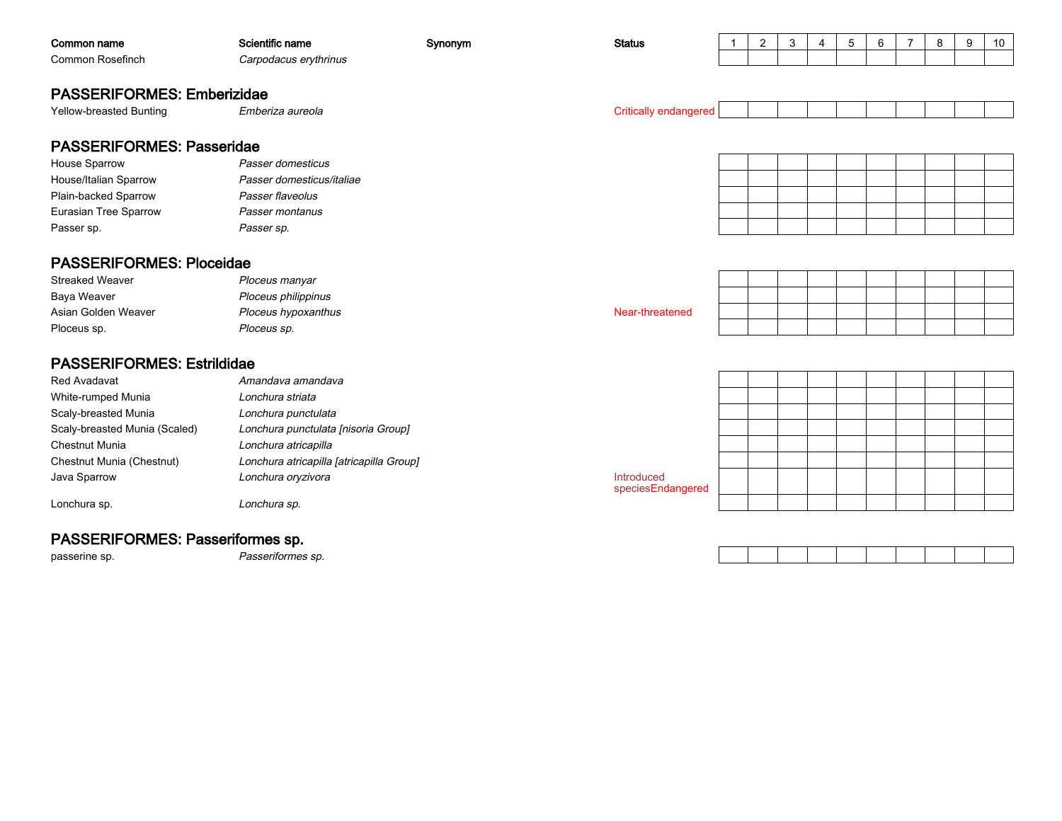| Common name | Scientific name | Synonym | Status | 1 | 2 | 3 | 4 | 5 | 6 | 7 | 8 | 9 | 10 |
|---|---|---|---|---|---|---|---|---|---|---|---|---|---|
| Common Rosefinch | *Carpodacus erythrinus* | | | | | | | | | | | | |

## PASSERIFORMES: Emberizidae

| | | | | | | | | | | | | | |
|---|---|---|---|---|---|---|---|---|---|---|---|---|---|
| Yellow-breasted Bunting | *Emberiza aureola* | | Critically endangered | | | | | | | | | | |

## PASSERIFORMES: Passeridae

| | | | | | | | | | | | | | |
|---|---|---|---|---|---|---|---|---|---|---|---|---|---|
| House Sparrow | *Passer domesticus* | | | | | | | | | | | | |
| House/Italian Sparrow | *Passer domesticus/italiae* | | | | | | | | | | | | |
| Plain-backed Sparrow | *Passer flaveolus* | | | | | | | | | | | | |
| Eurasian Tree Sparrow | *Passer montanus* | | | | | | | | | | | | |
| Passer sp. | *Passer sp.* | | | | | | | | | | | | |

## PASSERIFORMES: Ploceidae

| | | | | | | | | | | | | | |
|---|---|---|---|---|---|---|---|---|---|---|---|---|---|
| Streaked Weaver | *Ploceus manyar* | | | | | | | | | | | | |
| Baya Weaver | *Ploceus philippinus* | | | | | | | | | | | | |
| Asian Golden Weaver | *Ploceus hypoxanthus* | | Near-threatened | | | | | | | | | | |
| Ploceus sp. | *Ploceus sp.* | | | | | | | | | | | | |

## PASSERIFORMES: Estrildidae

| | | | | | | | | | | | | | |
|---|---|---|---|---|---|---|---|---|---|---|---|---|---|
| Red Avadavat | *Amandava amandava* | | | | | | | | | | | | |
| White-rumped Munia | *Lonchura striata* | | | | | | | | | | | | |
| Scaly-breasted Munia | *Lonchura punctulata* | | | | | | | | | | | | |
| Scaly-breasted Munia (Scaled) | *Lonchura punctulata [nisoria Group]* | | | | | | | | | | | | |
| Chestnut Munia | *Lonchura atricapilla* | | | | | | | | | | | | |
| Chestnut Munia (Chestnut) | *Lonchura atricapilla [atricapilla Group]* | | | | | | | | | | | | |
| Java Sparrow | *Lonchura oryzivora* | | Introduced speciesEndangered | | | | | | | | | | |
| Lonchura sp. | *Lonchura sp.* | | | | | | | | | | | | |

## PASSERIFORMES: Passeriformes sp.

| | | | | | | | | | | | | | |
|---|---|---|---|---|---|---|---|---|---|---|---|---|---|
| passerine sp. | *Passeriformes sp.* | | | | | | | | | | | | |